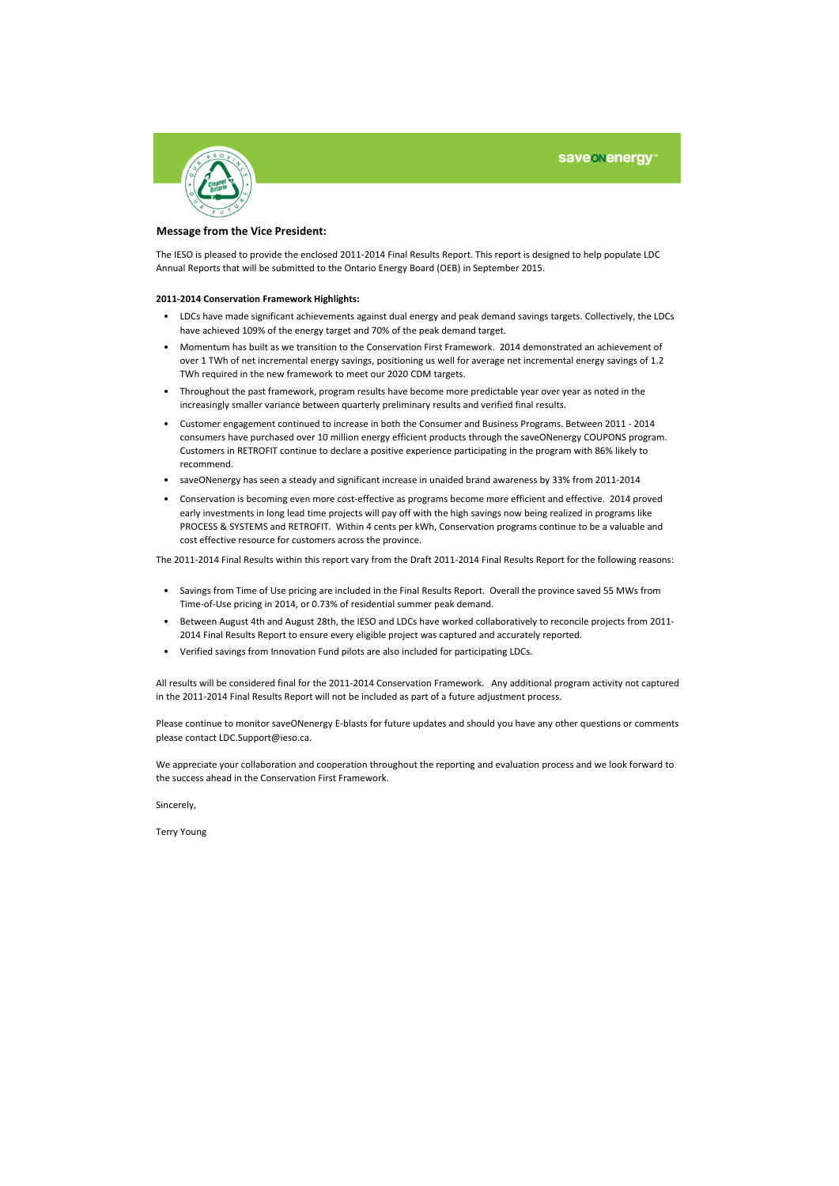saveONenergy

## Message from the Vice President:

The IESO is pleased to provide the enclosed 2011-2014 Final Results Report. This report is designed to help populate LDC Annual Reports that will be submitted to the Ontario Energy Board (OEB) in September 2015.

**2011-2014 Conservation Framework Highlights:**

- LDCs have made significant achievements against dual energy and peak demand savings targets. Collectively, the LDCs have achieved 109% of the energy target and 70% of the peak demand target.
- Momentum has built as we transition to the Conservation First Framework. 2014 demonstrated an achievement of over 1 TWh of net incremental energy savings, positioning us well for average net incremental energy savings of 1.2 TWh required in the new framework to meet our 2020 CDM targets.
- Throughout the past framework, program results have become more predictable year over year as noted in the increasingly smaller variance between quarterly preliminary results and verified final results.
- Customer engagement continued to increase in both the Consumer and Business Programs. Between 2011 - 2014 consumers have purchased over 10 million energy efficient products through the saveONenergy COUPONS program. Customers in RETROFIT continue to declare a positive experience participating in the program with 86% likely to recommend.
- saveONenergy has seen a steady and significant increase in unaided brand awareness by 33% from 2011-2014
- Conservation is becoming even more cost-effective as programs become more efficient and effective. 2014 proved early investments in long lead time projects will pay off with the high savings now being realized in programs like PROCESS & SYSTEMS and RETROFIT. Within 4 cents per kWh, Conservation programs continue to be a valuable and cost effective resource for customers across the province.

The 2011-2014 Final Results within this report vary from the Draft 2011-2014 Final Results Report for the following reasons:

- Savings from Time of Use pricing are included in the Final Results Report. Overall the province saved 55 MWs from Time-of-Use pricing in 2014, or 0.73% of residential summer peak demand.
- Between August 4th and August 28th, the IESO and LDCs have worked collaboratively to reconcile projects from 2011-2014 Final Results Report to ensure every eligible project was captured and accurately reported.
- Verified savings from Innovation Fund pilots are also included for participating LDCs.

All results will be considered final for the 2011-2014 Conservation Framework. Any additional program activity not captured in the 2011-2014 Final Results Report will not be included as part of a future adjustment process.

Please continue to monitor saveONenergy E-blasts for future updates and should you have any other questions or comments please contact LDC.Support@ieso.ca.

We appreciate your collaboration and cooperation throughout the reporting and evaluation process and we look forward to the success ahead in the Conservation First Framework.

Sincerely,

Terry Young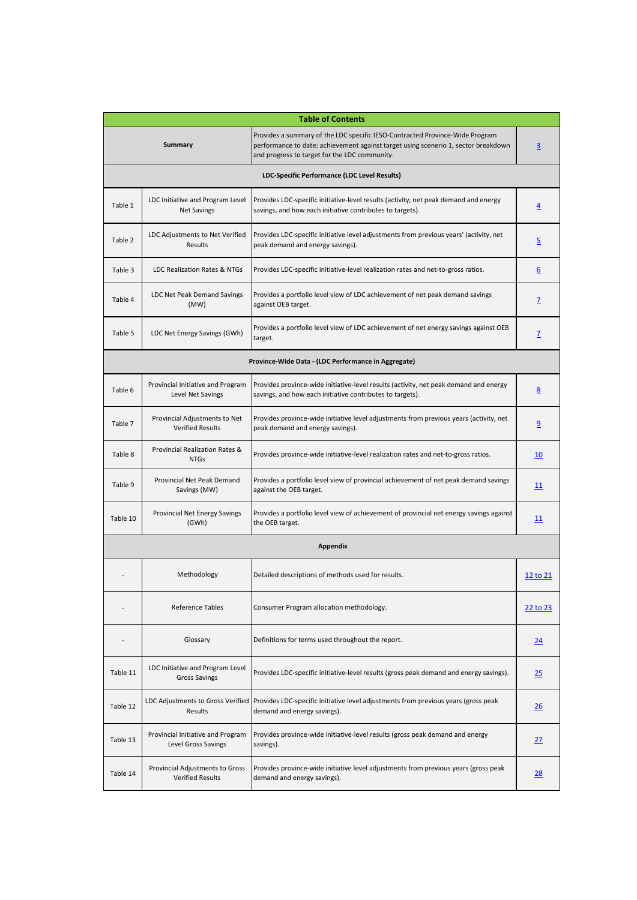| Table of Contents | | | |
|---|---|---|---|
| **Summary** | | Provides a summary of the LDC specific IESO-Contracted Province-Wide Program performance to date: achievement against target using scenerio 1, sector breakdown and progress to target for the LDC community. | 3 |
| **LDC-Specific Performance (LDC Level Results)** | | | |
| Table 1 | LDC Initiative and Program Level Net Savings | Provides LDC-specific initiative-level results (activity, net peak demand and energy savings, and how each initiative contributes to targets). | 4 |
| Table 2 | LDC Adjustments to Net Verified Results | Provides LDC-specific initiative level adjustments from previous years' (activity, net peak demand and energy savings). | 5 |
| Table 3 | LDC Realization Rates & NTGs | Provides LDC-specific initiative-level realization rates and net-to-gross ratios. | 6 |
| Table 4 | LDC Net Peak Demand Savings (MW) | Provides a portfolio level view of LDC achievement of net peak demand savings against OEB target. | 7 |
| Table 5 | LDC Net Energy Savings (GWh) | Provides a portfolio level view of LDC achievement of net energy savings against OEB target. | 7 |
| **Province-Wide Data - (LDC Performance in Aggregate)** | | | |
| Table 6 | Provincial Initiative and Program Level Net Savings | Provides province-wide initiative-level results (activity, net peak demand and energy savings, and how each initiative contributes to targets). | 8 |
| Table 7 | Provincial Adjustments to Net Verified Results | Provides province-wide initiative level adjustments from previous years (activity, net peak demand and energy savings). | 9 |
| Table 8 | Provincial Realization Rates & NTGs | Provides province-wide initiative-level realization rates and net-to-gross ratios. | 10 |
| Table 9 | Provincial Net Peak Demand Savings (MW) | Provides a portfolio level view of provincial achievement of net peak demand savings against the OEB target. | 11 |
| Table 10 | Provincial Net Energy Savings (GWh) | Provides a portfolio level view of achievement of provincial net energy savings against the OEB target. | 11 |
| **Appendix** | | | |
| - | Methodology | Detailed descriptions of methods used for results. | 12 to 21 |
| - | Reference Tables | Consumer Program allocation methodology. | 22 to 23 |
| - | Glossary | Definitions for terms used throughout the report. | 24 |
| Table 11 | LDC Initiative and Program Level Gross Savings | Provides LDC-specific initiative-level results (gross peak demand and energy savings). | 25 |
| Table 12 | LDC Adjustments to Gross Verified Results | Provides LDC-specific initiative level adjustments from previous years (gross peak demand and energy savings). | 26 |
| Table 13 | Provincial Initiative and Program Level Gross Savings | Provides province-wide initiative-level results (gross peak demand and energy savings). | 27 |
| Table 14 | Provincial Adjustments to Gross Verified Results | Provides province-wide initiative level adjustments from previous years (gross peak demand and energy savings). | 28 |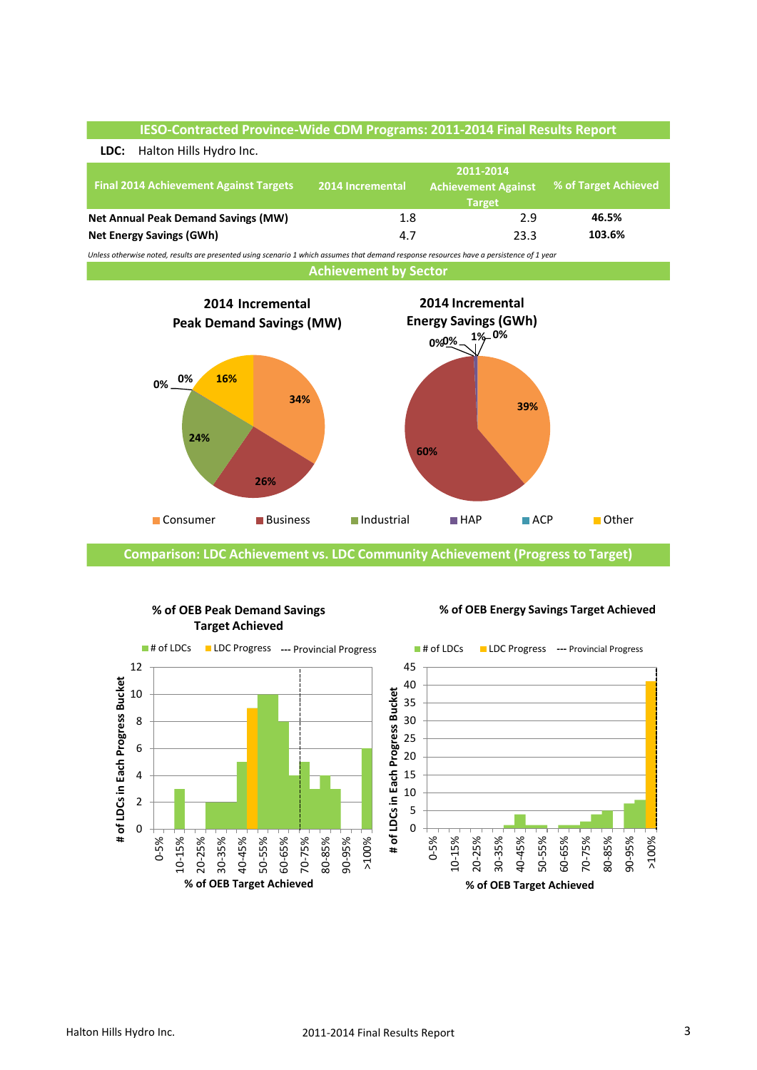## IESO-Contracted Province-Wide CDM Programs: 2011-2014 Final Results Report

**LDC:** Halton Hills Hydro Inc.

| Final 2014 Achievement Against Targets | 2014 Incremental | 2011-2014 Achievement Against Target | % of Target Achieved |
|---|---|---|---|
| **Net Annual Peak Demand Savings (MW)** | 1.8 | 2.9 | **46.5%** |
| **Net Energy Savings (GWh)** | 4.7 | 23.3 | **103.6%** |

*Unless otherwise noted, results are presented using scenario 1 which assumes that demand response resources have a persistence of 1 year*

## Achievement by Sector

**2014 Incremental Peak Demand Savings (MW)**

| Sector | Share |
|---|---|
| Consumer | 34% |
| Business | 26% |
| Industrial | 24% |
| HAP | 0% |
| ACP | 0% |
| Other | 16% |

**2014 Incremental Energy Savings (GWh)**

| Sector | Share |
|---|---|
| Consumer | 39% |
| Business | 60% |
| Industrial | 0% |
| HAP | 1% |
| ACP | 0% |
| Other | 0% |

## Comparison: LDC Achievement vs. LDC Community Achievement (Progress to Target)

**% of OEB Peak Demand Savings Target Achieved**

Legend: # of LDCs; LDC Progress; --- Provincial Progress

Y-axis: # of LDCs in Each Progress Bucket; X-axis: % of OEB Target Achieved

**% of OEB Energy Savings Target Achieved**

Legend: # of LDCs; LDC Progress; --- Provincial Progress

Y-axis: # of LDCs in Each Progress Bucket; X-axis: % of OEB Target Achieved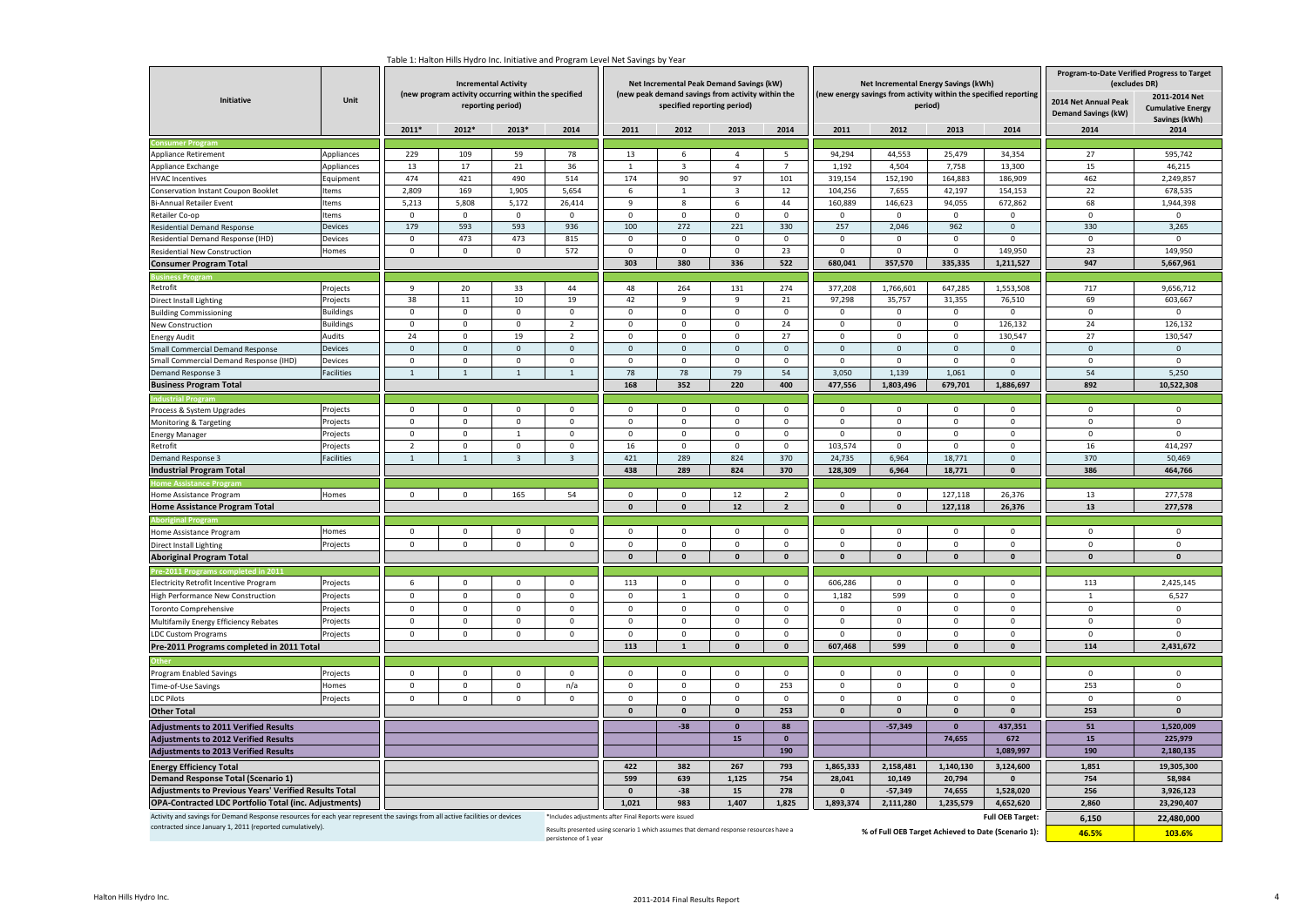Table 1: Halton Hills Hydro Inc. Initiative and Program Level Net Savings by Year

| Initiative | Unit | Incremental Activity (new program activity occurring within the specified reporting period) | | | | Net Incremental Peak Demand Savings (kW) (new peak demand savings from activity within the specified reporting period) | | | | Net Incremental Energy Savings (kWh) (new energy savings from activity within the specified reporting period) | | | | Program-to-Date Verified Progress to Target (excludes DR) | |
|---|---|---|---|---|---|---|---|---|---|---|---|---|---|---|---|
| | | | | | | | | | | | | | | 2014 Net Annual Peak Demand Savings (kW) | 2011-2014 Net Cumulative Energy Savings (kWh) |
| | | 2011* | 2012* | 2013* | 2014 | 2011 | 2012 | 2013 | 2014 | 2011 | 2012 | 2013 | 2014 | 2014 | 2014 |
| **Consumer Program** | | | | | | | | | | | | | | | |
| Appliance Retirement | Appliances | 229 | 109 | 59 | 78 | 13 | 6 | 4 | 5 | 94,294 | 44,553 | 25,479 | 34,354 | 27 | 595,742 |
| Appliance Exchange | Appliances | 13 | 17 | 21 | 36 | 1 | 3 | 4 | 7 | 1,192 | 4,504 | 7,758 | 13,300 | 15 | 46,215 |
| HVAC Incentives | Equipment | 474 | 421 | 490 | 514 | 174 | 90 | 97 | 101 | 319,154 | 152,190 | 164,883 | 186,909 | 462 | 2,249,857 |
| Conservation Instant Coupon Booklet | Items | 2,809 | 169 | 1,905 | 5,654 | 6 | 1 | 3 | 12 | 104,256 | 7,655 | 42,197 | 154,153 | 22 | 678,535 |
| Bi-Annual Retailer Event | Items | 5,213 | 5,808 | 5,172 | 26,414 | 9 | 8 | 6 | 44 | 160,889 | 146,623 | 94,055 | 672,862 | 68 | 1,944,398 |
| Retailer Co-op | Items | 0 | 0 | 0 | 0 | 0 | 0 | 0 | 0 | 0 | 0 | 0 | 0 | 0 | 0 |
| Residential Demand Response | Devices | 179 | 593 | 593 | 936 | 100 | 272 | 221 | 330 | 257 | 2,046 | 962 | 0 | 330 | 3,265 |
| Residential Demand Response (IHD) | Devices | 0 | 473 | 473 | 815 | 0 | 0 | 0 | 0 | 0 | 0 | 0 | 0 | 0 | 0 |
| Residential New Construction | Homes | 0 | 0 | 0 | 572 | 0 | 0 | 0 | 23 | 0 | 0 | 0 | 149,950 | 23 | 149,950 |
| **Consumer Program Total** | | | | | | **303** | **380** | **336** | **522** | **680,041** | **357,570** | **335,335** | **1,211,527** | **947** | **5,667,961** |
| **Business Program** | | | | | | | | | | | | | | | |
| Retrofit | Projects | 9 | 20 | 33 | 44 | 48 | 264 | 131 | 274 | 377,208 | 1,766,601 | 647,285 | 1,553,508 | 717 | 9,656,712 |
| Direct Install Lighting | Projects | 38 | 11 | 10 | 19 | 42 | 9 | 9 | 21 | 97,298 | 35,757 | 31,355 | 76,510 | 69 | 603,667 |
| Building Commissioning | Buildings | 0 | 0 | 0 | 0 | 0 | 0 | 0 | 0 | 0 | 0 | 0 | 0 | 0 | 0 |
| New Construction | Buildings | 0 | 0 | 0 | 2 | 0 | 0 | 0 | 24 | 0 | 0 | 0 | 126,132 | 24 | 126,132 |
| Energy Audit | Audits | 24 | 0 | 19 | 2 | 0 | 0 | 0 | 27 | 0 | 0 | 0 | 130,547 | 27 | 130,547 |
| Small Commercial Demand Response | Devices | 0 | 0 | 0 | 0 | 0 | 0 | 0 | 0 | 0 | 0 | 0 | 0 | 0 | 0 |
| Small Commercial Demand Response (IHD) | Devices | 0 | 0 | 0 | 0 | 0 | 0 | 0 | 0 | 0 | 0 | 0 | 0 | 0 | 0 |
| Demand Response 3 | Facilities | 1 | 1 | 1 | 1 | 78 | 78 | 79 | 54 | 3,050 | 1,139 | 1,061 | 0 | 54 | 5,250 |
| **Business Program Total** | | | | | | **168** | **352** | **220** | **400** | **477,556** | **1,803,496** | **679,701** | **1,886,697** | **892** | **10,522,308** |
| **Industrial Program** | | | | | | | | | | | | | | | |
| Process & System Upgrades | Projects | 0 | 0 | 0 | 0 | 0 | 0 | 0 | 0 | 0 | 0 | 0 | 0 | 0 | 0 |
| Monitoring & Targeting | Projects | 0 | 0 | 0 | 0 | 0 | 0 | 0 | 0 | 0 | 0 | 0 | 0 | 0 | 0 |
| Energy Manager | Projects | 0 | 0 | 1 | 0 | 0 | 0 | 0 | 0 | 0 | 0 | 0 | 0 | 0 | 0 |
| Retrofit | Projects | 2 | 0 | 0 | 0 | 16 | 0 | 0 | 0 | 103,574 | 0 | 0 | 0 | 16 | 414,297 |
| Demand Response 3 | Facilities | 1 | 1 | 3 | 3 | 421 | 289 | 824 | 370 | 24,735 | 6,964 | 18,771 | 0 | 370 | 50,469 |
| **Industrial Program Total** | | | | | | **438** | **289** | **824** | **370** | **128,309** | **6,964** | **18,771** | **0** | **386** | **464,766** |
| **Home Assistance Program** | | | | | | | | | | | | | | | |
| Home Assistance Program | Homes | 0 | 0 | 165 | 54 | 0 | 0 | 12 | 2 | 0 | 0 | 127,118 | 26,376 | 13 | 277,578 |
| **Home Assistance Program Total** | | | | | | **0** | **0** | **12** | **2** | **0** | **0** | **127,118** | **26,376** | **13** | **277,578** |
| **Aboriginal Program** | | | | | | | | | | | | | | | |
| Home Assistance Program | Homes | 0 | 0 | 0 | 0 | 0 | 0 | 0 | 0 | 0 | 0 | 0 | 0 | 0 | 0 |
| Direct Install Lighting | Projects | 0 | 0 | 0 | 0 | 0 | 0 | 0 | 0 | 0 | 0 | 0 | 0 | 0 | 0 |
| **Aboriginal Program Total** | | | | | | **0** | **0** | **0** | **0** | **0** | **0** | **0** | **0** | **0** | **0** |
| **Pre-2011 Programs completed in 2011** | | | | | | | | | | | | | | | |
| Electricity Retrofit Incentive Program | Projects | 6 | 0 | 0 | 0 | 113 | 0 | 0 | 0 | 606,286 | 0 | 0 | 0 | 113 | 2,425,145 |
| High Performance New Construction | Projects | 0 | 0 | 0 | 0 | 0 | 1 | 0 | 0 | 1,182 | 599 | 0 | 0 | 1 | 6,527 |
| Toronto Comprehensive | Projects | 0 | 0 | 0 | 0 | 0 | 0 | 0 | 0 | 0 | 0 | 0 | 0 | 0 | 0 |
| Multifamily Energy Efficiency Rebates | Projects | 0 | 0 | 0 | 0 | 0 | 0 | 0 | 0 | 0 | 0 | 0 | 0 | 0 | 0 |
| LDC Custom Programs | Projects | 0 | 0 | 0 | 0 | 0 | 0 | 0 | 0 | 0 | 0 | 0 | 0 | 0 | 0 |
| **Pre-2011 Programs completed in 2011 Total** | | | | | | **113** | **1** | **0** | **0** | **607,468** | **599** | **0** | **0** | **114** | **2,431,672** |
| **Other** | | | | | | | | | | | | | | | |
| Program Enabled Savings | Projects | 0 | 0 | 0 | 0 | 0 | 0 | 0 | 0 | 0 | 0 | 0 | 0 | 0 | 0 |
| Time-of-Use Savings | Homes | 0 | 0 | 0 | n/a | 0 | 0 | 0 | 253 | 0 | 0 | 0 | 0 | 253 | 0 |
| LDC Pilots | Projects | 0 | 0 | 0 | 0 | 0 | 0 | 0 | 0 | 0 | 0 | 0 | 0 | 0 | 0 |
| **Other Total** | | | | | | **0** | **0** | **0** | **253** | **0** | **0** | **0** | **0** | **253** | **0** |
| **Adjustments to 2011 Verified Results** | | | | | | | **-38** | **0** | **88** | | **-57,349** | **0** | **437,351** | **51** | **1,520,009** |
| **Adjustments to 2012 Verified Results** | | | | | | | | **15** | **0** | | | **74,655** | **672** | **15** | **225,979** |
| **Adjustments to 2013 Verified Results** | | | | | | | | | **190** | | | | **1,089,997** | **190** | **2,180,135** |
| **Energy Efficiency Total** | | | | | | **422** | **382** | **267** | **793** | **1,865,333** | **2,158,481** | **1,140,130** | **3,124,600** | **1,851** | **19,305,300** |
| **Demand Response Total (Scenario 1)** | | | | | | **599** | **639** | **1,125** | **754** | **28,041** | **10,149** | **20,794** | **0** | **754** | **58,984** |
| **Adjustments to Previous Years' Verified Results Total** | | | | | | **0** | **-38** | **15** | **278** | **0** | **-57,349** | **74,655** | **1,528,020** | **256** | **3,926,123** |
| **OPA-Contracted LDC Portfolio Total (inc. Adjustments)** | | | | | | **1,021** | **983** | **1,407** | **1,825** | **1,893,374** | **2,111,280** | **1,235,579** | **4,652,620** | **2,860** | **23,290,407** |
| | | | | | | | | | | | | | **Full OEB Target:** | **6,150** | **22,480,000** |
| | | | | | | | | | | | | | **% of Full OEB Target Achieved to Date (Scenario 1):** | **46.5%** | **103.6%** |

Activity and savings for Demand Response resources for each year represent the savings from all active facilities or devices contracted since January 1, 2011 (reported cumulatively).

*Includes adjustments after Final Reports were issued

Results presented using scenario 1 which assumes that demand response resources have a persistence of 1 year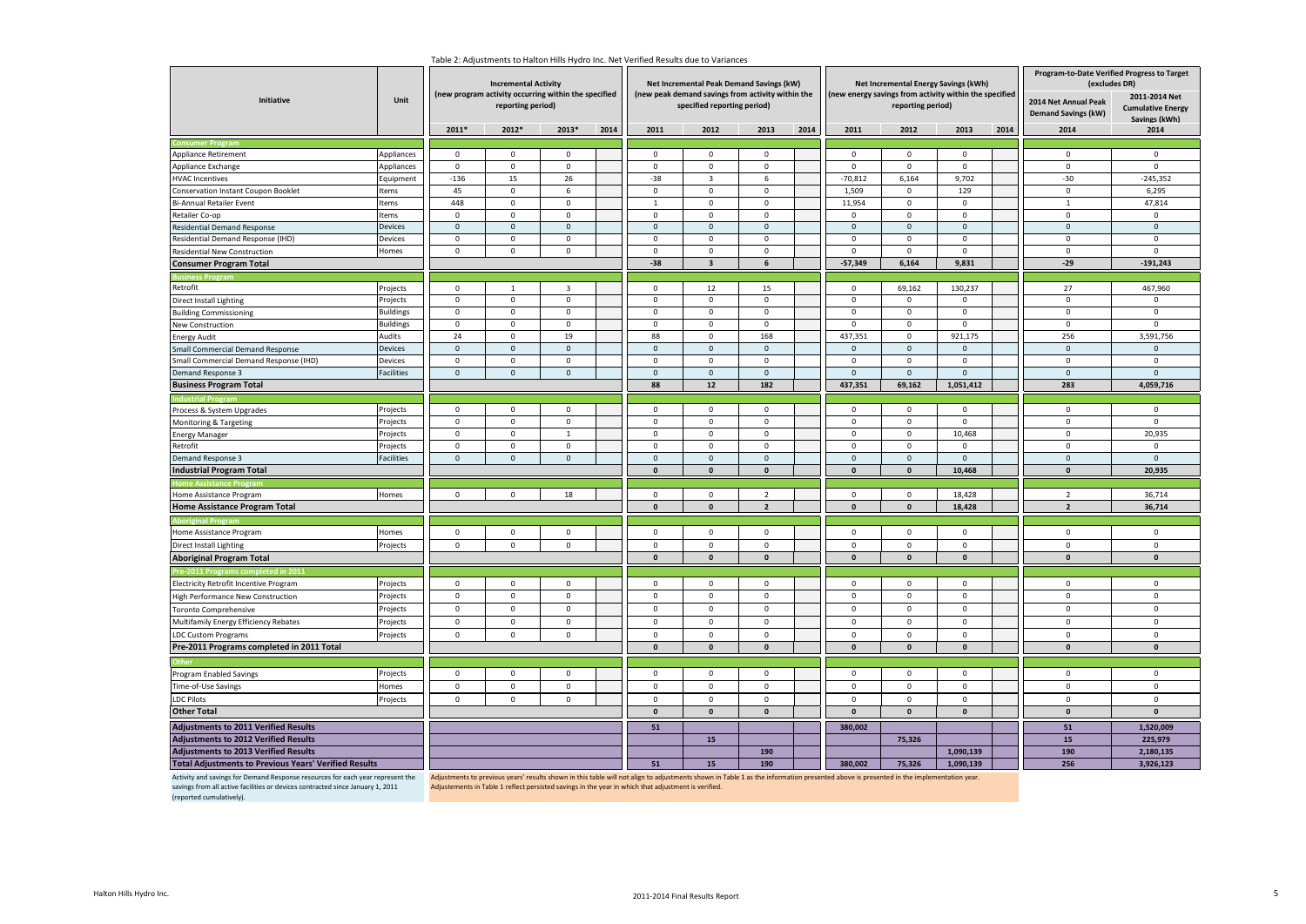Table 2: Adjustments to Halton Hills Hydro Inc. Net Verified Results due to Variances

| Initiative | Unit | Incremental Activity (new program activity occurring within the specified reporting period) | | | | Net Incremental Peak Demand Savings (kW) (new peak demand savings from activity within the specified reporting period) | | | | Net Incremental Energy Savings (kWh) (new energy savings from activity within the specified reporting period) | | | | Program-to-Date Verified Progress to Target (excludes DR) | |
|---|---|---|---|---|---|---|---|---|---|---|---|---|---|---|---|
| | | 2011* | 2012* | 2013* | 2014 | 2011 | 2012 | 2013 | 2014 | 2011 | 2012 | 2013 | 2014 | 2014 Net Annual Peak Demand Savings (kW) 2014 | 2011-2014 Net Cumulative Energy Savings (kWh) 2014 |
| **Consumer Program** | | | | | | | | | | | | | | | |
| Appliance Retirement | Appliances | 0 | 0 | 0 | | 0 | 0 | 0 | | 0 | 0 | 0 | | 0 | 0 |
| Appliance Exchange | Appliances | 0 | 0 | 0 | | 0 | 0 | 0 | | 0 | 0 | 0 | | 0 | 0 |
| HVAC Incentives | Equipment | -136 | 15 | 26 | | -38 | 3 | 6 | | -70,812 | 6,164 | 9,702 | | -30 | -245,352 |
| Conservation Instant Coupon Booklet | Items | 45 | 0 | 6 | | 0 | 0 | 0 | | 1,509 | 0 | 129 | | 0 | 6,295 |
| Bi-Annual Retailer Event | Items | 448 | 0 | 0 | | 1 | 0 | 0 | | 11,954 | 0 | 0 | | 1 | 47,814 |
| Retailer Co-op | Items | 0 | 0 | 0 | | 0 | 0 | 0 | | 0 | 0 | 0 | | 0 | 0 |
| Residential Demand Response | Devices | 0 | 0 | 0 | | 0 | 0 | 0 | | 0 | 0 | 0 | | 0 | 0 |
| Residential Demand Response (IHD) | Devices | 0 | 0 | 0 | | 0 | 0 | 0 | | 0 | 0 | 0 | | 0 | 0 |
| Residential New Construction | Homes | 0 | 0 | 0 | | 0 | 0 | 0 | | 0 | 0 | 0 | | 0 | 0 |
| **Consumer Program Total** | | | | | | **-38** | **3** | **6** | | **-57,349** | **6,164** | **9,831** | | **-29** | **-191,243** |
| **Business Program** | | | | | | | | | | | | | | | |
| Retrofit | Projects | 0 | 1 | 3 | | 0 | 12 | 15 | | 0 | 69,162 | 130,237 | | 27 | 467,960 |
| Direct Install Lighting | Projects | 0 | 0 | 0 | | 0 | 0 | 0 | | 0 | 0 | 0 | | 0 | 0 |
| Building Commissioning | Buildings | 0 | 0 | 0 | | 0 | 0 | 0 | | 0 | 0 | 0 | | 0 | 0 |
| New Construction | Buildings | 0 | 0 | 0 | | 0 | 0 | 0 | | 0 | 0 | 0 | | 0 | 0 |
| Energy Audit | Audits | 24 | 0 | 19 | | 88 | 0 | 168 | | 437,351 | 0 | 921,175 | | 256 | 3,591,756 |
| Small Commercial Demand Response | Devices | 0 | 0 | 0 | | 0 | 0 | 0 | | 0 | 0 | 0 | | 0 | 0 |
| Small Commercial Demand Response (IHD) | Devices | 0 | 0 | 0 | | 0 | 0 | 0 | | 0 | 0 | 0 | | 0 | 0 |
| Demand Response 3 | Facilities | 0 | 0 | 0 | | 0 | 0 | 0 | | 0 | 0 | 0 | | 0 | 0 |
| **Business Program Total** | | | | | | **88** | **12** | **182** | | **437,351** | **69,162** | **1,051,412** | | **283** | **4,059,716** |
| **Industrial Program** | | | | | | | | | | | | | | | |
| Process & System Upgrades | Projects | 0 | 0 | 0 | | 0 | 0 | 0 | | 0 | 0 | 0 | | 0 | 0 |
| Monitoring & Targeting | Projects | 0 | 0 | 0 | | 0 | 0 | 0 | | 0 | 0 | 0 | | 0 | 0 |
| Energy Manager | Projects | 0 | 0 | 1 | | 0 | 0 | 0 | | 0 | 0 | 10,468 | | 0 | 20,935 |
| Retrofit | Projects | 0 | 0 | 0 | | 0 | 0 | 0 | | 0 | 0 | 0 | | 0 | 0 |
| Demand Response 3 | Facilities | 0 | 0 | 0 | | 0 | 0 | 0 | | 0 | 0 | 0 | | 0 | 0 |
| **Industrial Program Total** | | | | | | **0** | **0** | **0** | | **0** | **0** | **10,468** | | **0** | **20,935** |
| **Home Assistance Program** | | | | | | | | | | | | | | | |
| Home Assistance Program | Homes | 0 | 0 | 18 | | 0 | 0 | 2 | | 0 | 0 | 18,428 | | 2 | 36,714 |
| **Home Assistance Program Total** | | | | | | **0** | **0** | **2** | | **0** | **0** | **18,428** | | **2** | **36,714** |
| **Aboriginal Program** | | | | | | | | | | | | | | | |
| Home Assistance Program | Homes | 0 | 0 | 0 | | 0 | 0 | 0 | | 0 | 0 | 0 | | 0 | 0 |
| Direct Install Lighting | Projects | 0 | 0 | 0 | | 0 | 0 | 0 | | 0 | 0 | 0 | | 0 | 0 |
| **Aboriginal Program Total** | | | | | | **0** | **0** | **0** | | **0** | **0** | **0** | | **0** | **0** |
| **Pre-2011 Programs completed in 2011** | | | | | | | | | | | | | | | |
| Electricity Retrofit Incentive Program | Projects | 0 | 0 | 0 | | 0 | 0 | 0 | | 0 | 0 | 0 | | 0 | 0 |
| High Performance New Construction | Projects | 0 | 0 | 0 | | 0 | 0 | 0 | | 0 | 0 | 0 | | 0 | 0 |
| Toronto Comprehensive | Projects | 0 | 0 | 0 | | 0 | 0 | 0 | | 0 | 0 | 0 | | 0 | 0 |
| Multifamily Energy Efficiency Rebates | Projects | 0 | 0 | 0 | | 0 | 0 | 0 | | 0 | 0 | 0 | | 0 | 0 |
| LDC Custom Programs | Projects | 0 | 0 | 0 | | 0 | 0 | 0 | | 0 | 0 | 0 | | 0 | 0 |
| **Pre-2011 Programs completed in 2011 Total** | | | | | | **0** | **0** | **0** | | **0** | **0** | **0** | | **0** | **0** |
| **Other** | | | | | | | | | | | | | | | |
| Program Enabled Savings | Projects | 0 | 0 | 0 | | 0 | 0 | 0 | | 0 | 0 | 0 | | 0 | 0 |
| Time-of-Use Savings | Homes | 0 | 0 | 0 | | 0 | 0 | 0 | | 0 | 0 | 0 | | 0 | 0 |
| LDC Pilots | Projects | 0 | 0 | 0 | | 0 | 0 | 0 | | 0 | 0 | 0 | | 0 | 0 |
| **Other Total** | | | | | | **0** | **0** | **0** | | **0** | **0** | **0** | | **0** | **0** |
| **Adjustments to 2011 Verified Results** | | | | | | **51** | | | | **380,002** | | | | **51** | **1,520,009** |
| **Adjustments to 2012 Verified Results** | | | | | | | **15** | | | | **75,326** | | | **15** | **225,979** |
| **Adjustments to 2013 Verified Results** | | | | | | | | **190** | | | | **1,090,139** | | **190** | **2,180,135** |
| **Total Adjustments to Previous Years' Verified Results** | | | | | | **51** | **15** | **190** | | **380,002** | **75,326** | **1,090,139** | | **256** | **3,926,123** |

Activity and savings for Demand Response resources for each year represent the savings from all active facilities or devices contracted since January 1, 2011 (reported cumulatively).

Adjustments to previous years' results shown in this table will not align to adjustments shown in Table 1 as the information presented above is presented in the implementation year. Adjustements in Table 1 reflect persisted savings in the year in which that adjustment is verified.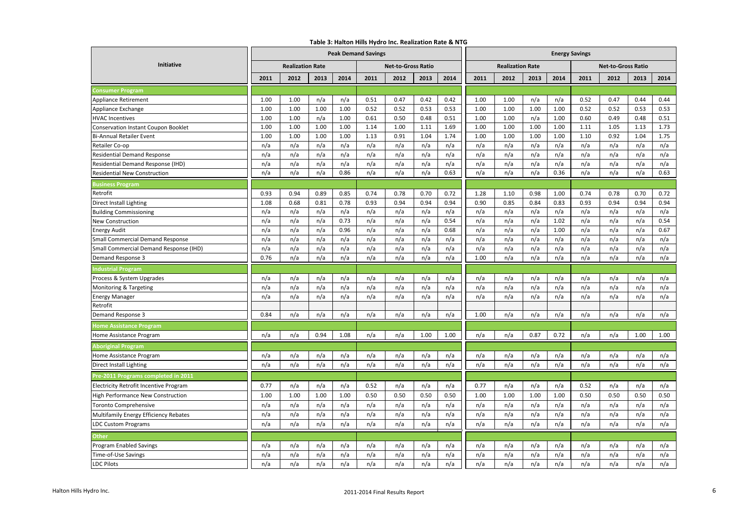**Table 3: Halton Hills Hydro Inc. Realization Rate & NTG**

| Initiative | Peak Demand Savings | | | | | | | | Energy Savings | | | | | | | |
|---|---|---|---|---|---|---|---|---|---|---|---|---|---|---|---|---|
| | Realization Rate | | | | Net-to-Gross Ratio | | | | Realization Rate | | | | Net-to-Gross Ratio | | | |
| | 2011 | 2012 | 2013 | 2014 | 2011 | 2012 | 2013 | 2014 | 2011 | 2012 | 2013 | 2014 | 2011 | 2012 | 2013 | 2014 |
| **Consumer Program** | | | | | | | | | | | | | | | | |
| Appliance Retirement | 1.00 | 1.00 | n/a | n/a | 0.51 | 0.47 | 0.42 | 0.42 | 1.00 | 1.00 | n/a | n/a | 0.52 | 0.47 | 0.44 | 0.44 |
| Appliance Exchange | 1.00 | 1.00 | 1.00 | 1.00 | 0.52 | 0.52 | 0.53 | 0.53 | 1.00 | 1.00 | 1.00 | 1.00 | 0.52 | 0.52 | 0.53 | 0.53 |
| HVAC Incentives | 1.00 | 1.00 | n/a | 1.00 | 0.61 | 0.50 | 0.48 | 0.51 | 1.00 | 1.00 | n/a | 1.00 | 0.60 | 0.49 | 0.48 | 0.51 |
| Conservation Instant Coupon Booklet | 1.00 | 1.00 | 1.00 | 1.00 | 1.14 | 1.00 | 1.11 | 1.69 | 1.00 | 1.00 | 1.00 | 1.00 | 1.11 | 1.05 | 1.13 | 1.73 |
| Bi-Annual Retailer Event | 1.00 | 1.00 | 1.00 | 1.00 | 1.13 | 0.91 | 1.04 | 1.74 | 1.00 | 1.00 | 1.00 | 1.00 | 1.10 | 0.92 | 1.04 | 1.75 |
| Retailer Co-op | n/a | n/a | n/a | n/a | n/a | n/a | n/a | n/a | n/a | n/a | n/a | n/a | n/a | n/a | n/a | n/a |
| Residential Demand Response | n/a | n/a | n/a | n/a | n/a | n/a | n/a | n/a | n/a | n/a | n/a | n/a | n/a | n/a | n/a | n/a |
| Residential Demand Response (IHD) | n/a | n/a | n/a | n/a | n/a | n/a | n/a | n/a | n/a | n/a | n/a | n/a | n/a | n/a | n/a | n/a |
| Residential New Construction | n/a | n/a | n/a | 0.86 | n/a | n/a | n/a | 0.63 | n/a | n/a | n/a | 0.36 | n/a | n/a | n/a | 0.63 |
| **Business Program** | | | | | | | | | | | | | | | | |
| Retrofit | 0.93 | 0.94 | 0.89 | 0.85 | 0.74 | 0.78 | 0.70 | 0.72 | 1.28 | 1.10 | 0.98 | 1.00 | 0.74 | 0.78 | 0.70 | 0.72 |
| Direct Install Lighting | 1.08 | 0.68 | 0.81 | 0.78 | 0.93 | 0.94 | 0.94 | 0.94 | 0.90 | 0.85 | 0.84 | 0.83 | 0.93 | 0.94 | 0.94 | 0.94 |
| Building Commissioning | n/a | n/a | n/a | n/a | n/a | n/a | n/a | n/a | n/a | n/a | n/a | n/a | n/a | n/a | n/a | n/a |
| New Construction | n/a | n/a | n/a | 0.73 | n/a | n/a | n/a | 0.54 | n/a | n/a | n/a | 1.02 | n/a | n/a | n/a | 0.54 |
| Energy Audit | n/a | n/a | n/a | 0.96 | n/a | n/a | n/a | 0.68 | n/a | n/a | n/a | 1.00 | n/a | n/a | n/a | 0.67 |
| Small Commercial Demand Response | n/a | n/a | n/a | n/a | n/a | n/a | n/a | n/a | n/a | n/a | n/a | n/a | n/a | n/a | n/a | n/a |
| Small Commercial Demand Response (IHD) | n/a | n/a | n/a | n/a | n/a | n/a | n/a | n/a | n/a | n/a | n/a | n/a | n/a | n/a | n/a | n/a |
| Demand Response 3 | 0.76 | n/a | n/a | n/a | n/a | n/a | n/a | n/a | 1.00 | n/a | n/a | n/a | n/a | n/a | n/a | n/a |
| **Industrial Program** | | | | | | | | | | | | | | | | |
| Process & System Upgrades | n/a | n/a | n/a | n/a | n/a | n/a | n/a | n/a | n/a | n/a | n/a | n/a | n/a | n/a | n/a | n/a |
| Monitoring & Targeting | n/a | n/a | n/a | n/a | n/a | n/a | n/a | n/a | n/a | n/a | n/a | n/a | n/a | n/a | n/a | n/a |
| Energy Manager | n/a | n/a | n/a | n/a | n/a | n/a | n/a | n/a | n/a | n/a | n/a | n/a | n/a | n/a | n/a | n/a |
| Retrofit | | | | | | | | | | | | | | | | |
| Demand Response 3 | 0.84 | n/a | n/a | n/a | n/a | n/a | n/a | n/a | 1.00 | n/a | n/a | n/a | n/a | n/a | n/a | n/a |
| **Home Assistance Program** | | | | | | | | | | | | | | | | |
| Home Assistance Program | n/a | n/a | 0.94 | 1.08 | n/a | n/a | 1.00 | 1.00 | n/a | n/a | 0.87 | 0.72 | n/a | n/a | 1.00 | 1.00 |
| **Aboriginal Program** | | | | | | | | | | | | | | | | |
| Home Assistance Program | n/a | n/a | n/a | n/a | n/a | n/a | n/a | n/a | n/a | n/a | n/a | n/a | n/a | n/a | n/a | n/a |
| Direct Install Lighting | n/a | n/a | n/a | n/a | n/a | n/a | n/a | n/a | n/a | n/a | n/a | n/a | n/a | n/a | n/a | n/a |
| **Pre-2011 Programs completed in 2011** | | | | | | | | | | | | | | | | |
| Electricity Retrofit Incentive Program | 0.77 | n/a | n/a | n/a | 0.52 | n/a | n/a | n/a | 0.77 | n/a | n/a | n/a | 0.52 | n/a | n/a | n/a |
| High Performance New Construction | 1.00 | 1.00 | 1.00 | 1.00 | 0.50 | 0.50 | 0.50 | 0.50 | 1.00 | 1.00 | 1.00 | 1.00 | 0.50 | 0.50 | 0.50 | 0.50 |
| Toronto Comprehensive | n/a | n/a | n/a | n/a | n/a | n/a | n/a | n/a | n/a | n/a | n/a | n/a | n/a | n/a | n/a | n/a |
| Multifamily Energy Efficiency Rebates | n/a | n/a | n/a | n/a | n/a | n/a | n/a | n/a | n/a | n/a | n/a | n/a | n/a | n/a | n/a | n/a |
| LDC Custom Programs | n/a | n/a | n/a | n/a | n/a | n/a | n/a | n/a | n/a | n/a | n/a | n/a | n/a | n/a | n/a | n/a |
| **Other** | | | | | | | | | | | | | | | | |
| Program Enabled Savings | n/a | n/a | n/a | n/a | n/a | n/a | n/a | n/a | n/a | n/a | n/a | n/a | n/a | n/a | n/a | n/a |
| Time-of-Use Savings | n/a | n/a | n/a | n/a | n/a | n/a | n/a | n/a | n/a | n/a | n/a | n/a | n/a | n/a | n/a | n/a |
| LDC Pilots | n/a | n/a | n/a | n/a | n/a | n/a | n/a | n/a | n/a | n/a | n/a | n/a | n/a | n/a | n/a | n/a |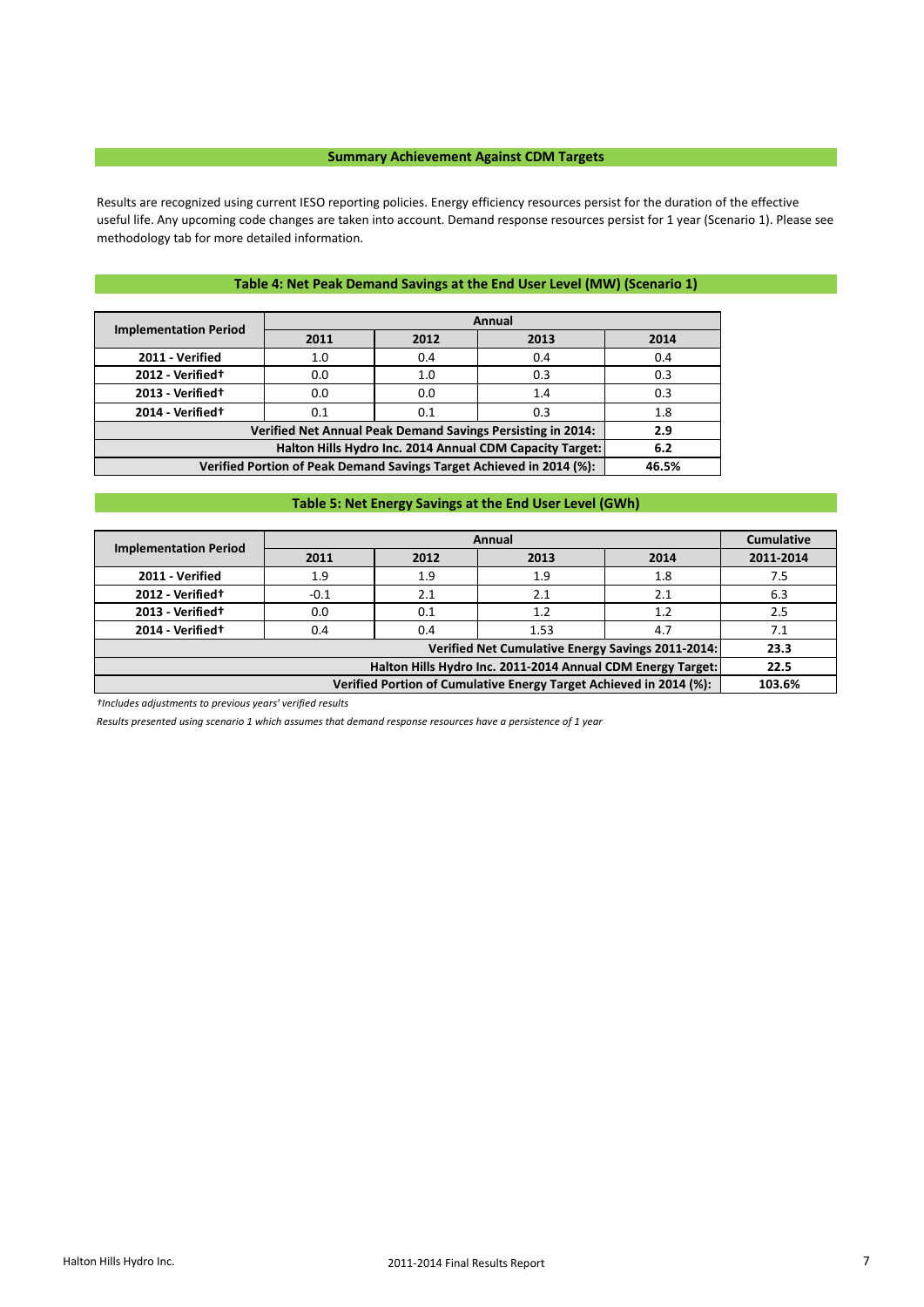## Summary Achievement Against CDM Targets

Results are recognized using current IESO reporting policies. Energy efficiency resources persist for the duration of the effective useful life. Any upcoming code changes are taken into account. Demand response resources persist for 1 year (Scenario 1). Please see methodology tab for more detailed information.

### Table 4: Net Peak Demand Savings at the End User Level (MW) (Scenario 1)

| Implementation Period | Annual | | | |
|---|---|---|---|---|
| | 2011 | 2012 | 2013 | 2014 |
| 2011 - Verified | 1.0 | 0.4 | 0.4 | 0.4 |
| 2012 - Verified† | 0.0 | 1.0 | 0.3 | 0.3 |
| 2013 - Verified† | 0.0 | 0.0 | 1.4 | 0.3 |
| 2014 - Verified† | 0.1 | 0.1 | 0.3 | 1.8 |
| Verified Net Annual Peak Demand Savings Persisting in 2014: | | | | 2.9 |
| Halton Hills Hydro Inc. 2014 Annual CDM Capacity Target: | | | | 6.2 |
| Verified Portion of Peak Demand Savings Target Achieved in 2014 (%): | | | | 46.5% |

### Table 5: Net Energy Savings at the End User Level (GWh)

| Implementation Period | Annual | | | | Cumulative |
|---|---|---|---|---|---|
| | 2011 | 2012 | 2013 | 2014 | 2011-2014 |
| 2011 - Verified | 1.9 | 1.9 | 1.9 | 1.8 | 7.5 |
| 2012 - Verified† | -0.1 | 2.1 | 2.1 | 2.1 | 6.3 |
| 2013 - Verified† | 0.0 | 0.1 | 1.2 | 1.2 | 2.5 |
| 2014 - Verified† | 0.4 | 0.4 | 1.53 | 4.7 | 7.1 |
| Verified Net Cumulative Energy Savings 2011-2014: | | | | | 23.3 |
| Halton Hills Hydro Inc. 2011-2014 Annual CDM Energy Target: | | | | | 22.5 |
| Verified Portion of Cumulative Energy Target Achieved in 2014 (%): | | | | | 103.6% |

*†Includes adjustments to previous years' verified results*

*Results presented using scenario 1 which assumes that demand response resources have a persistence of 1 year*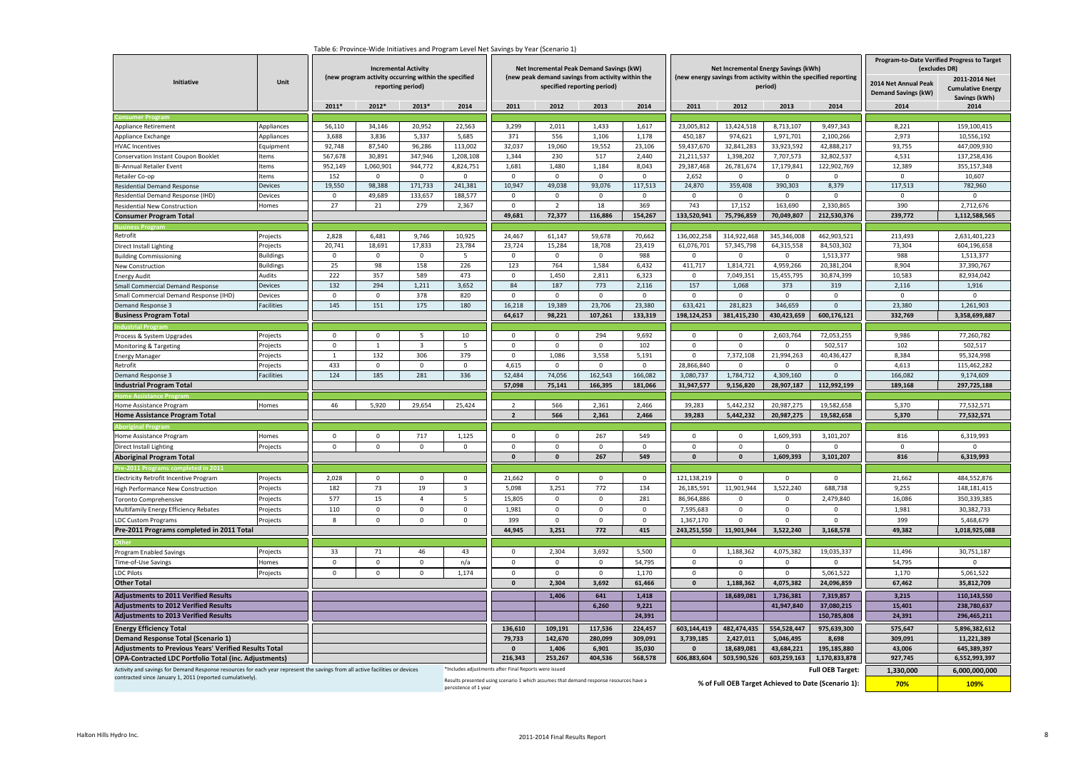Table 6: Province-Wide Initiatives and Program Level Net Savings by Year (Scenario 1)

| Initiative | Unit | Incremental Activity (new program activity occurring within the specified reporting period) | | | | Net Incremental Peak Demand Savings (kW) (new peak demand savings from activity within the specified reporting period) | | | | Net Incremental Energy Savings (kWh) (new energy savings from activity within the specified reporting period) | | | | Program-to-Date Verified Progress to Target (excludes DR) | |
|---|---|---|---|---|---|---|---|---|---|---|---|---|---|---|---|
| | | 2011* | 2012* | 2013* | 2014 | 2011 | 2012 | 2013 | 2014 | 2011 | 2012 | 2013 | 2014 | 2014 Net Annual Peak Demand Savings (kW) 2014 | 2011-2014 Net Cumulative Energy Savings (kWh) 2014 |
| **Consumer Program** | | | | | | | | | | | | | | | |
| Appliance Retirement | Appliances | 56,110 | 34,146 | 20,952 | 22,563 | 3,299 | 2,011 | 1,433 | 1,617 | 23,005,812 | 13,424,518 | 8,713,107 | 9,497,343 | 8,221 | 159,100,415 |
| Appliance Exchange | Appliances | 3,688 | 3,836 | 5,337 | 5,685 | 371 | 556 | 1,106 | 1,178 | 450,187 | 974,621 | 1,971,701 | 2,100,266 | 2,973 | 10,556,192 |
| HVAC Incentives | Equipment | 92,748 | 87,540 | 96,286 | 113,002 | 32,037 | 19,060 | 19,552 | 23,106 | 59,437,670 | 32,841,283 | 33,923,592 | 42,888,217 | 93,755 | 447,009,930 |
| Conservation Instant Coupon Booklet | Items | 567,678 | 30,891 | 347,946 | 1,208,108 | 1,344 | 230 | 517 | 2,440 | 21,211,537 | 1,398,202 | 7,707,573 | 32,802,537 | 4,531 | 137,258,436 |
| Bi-Annual Retailer Event | Items | 952,149 | 1,060,901 | 944,772 | 4,824,751 | 1,681 | 1,480 | 1,184 | 8,043 | 29,387,468 | 26,781,674 | 17,179,841 | 122,902,769 | 12,389 | 355,157,348 |
| Retailer Co-op | Items | 152 | 0 | 0 | 0 | 0 | 0 | 0 | 0 | 2,652 | 0 | 0 | 0 | 0 | 10,607 |
| Residential Demand Response | Devices | 19,550 | 98,388 | 171,733 | 241,381 | 10,947 | 49,038 | 93,076 | 117,513 | 24,870 | 359,408 | 390,303 | 8,379 | 117,513 | 782,960 |
| Residential Demand Response (IHD) | Devices | 0 | 49,689 | 133,657 | 188,577 | 0 | 0 | 0 | 0 | 0 | 0 | 0 | 0 | 0 | 0 |
| Residential New Construction | Homes | 27 | 21 | 279 | 2,367 | 0 | 2 | 18 | 369 | 743 | 17,152 | 163,690 | 2,330,865 | 390 | 2,712,676 |
| **Consumer Program Total** | | | | | | **49,681** | **72,377** | **116,886** | **154,267** | **133,520,941** | **75,796,859** | **70,049,807** | **212,530,376** | **239,772** | **1,112,588,565** |
| **Business Program** | | | | | | | | | | | | | | | |
| Retrofit | Projects | 2,828 | 6,481 | 9,746 | 10,925 | 24,467 | 61,147 | 59,678 | 70,662 | 136,002,258 | 314,922,468 | 345,346,008 | 462,903,521 | 213,493 | 2,631,401,223 |
| Direct Install Lighting | Projects | 20,741 | 18,691 | 17,833 | 23,784 | 23,724 | 15,284 | 18,708 | 23,419 | 61,076,701 | 57,345,798 | 64,315,558 | 84,503,302 | 73,304 | 604,196,658 |
| Building Commissioning | Buildings | 0 | 0 | 0 | 5 | 0 | 0 | 0 | 988 | 0 | 0 | 0 | 1,513,377 | 988 | 1,513,377 |
| New Construction | Buildings | 25 | 98 | 158 | 226 | 123 | 764 | 1,584 | 6,432 | 411,717 | 1,814,721 | 4,959,266 | 20,381,204 | 8,904 | 37,390,767 |
| Energy Audit | Audits | 222 | 357 | 589 | 473 | 0 | 1,450 | 2,811 | 6,323 | 0 | 7,049,351 | 15,455,795 | 30,874,399 | 10,583 | 82,934,042 |
| Small Commercial Demand Response | Devices | 132 | 294 | 1,211 | 3,652 | 84 | 187 | 773 | 2,116 | 157 | 1,068 | 373 | 319 | 2,116 | 1,916 |
| Small Commercial Demand Response (IHD) | Devices | 0 | 0 | 378 | 820 | 0 | 0 | 0 | 0 | 0 | 0 | 0 | 0 | 0 | 0 |
| Demand Response 3 | Facilities | 145 | 151 | 175 | 180 | 16,218 | 19,389 | 23,706 | 23,380 | 633,421 | 281,823 | 346,659 | 0 | 23,380 | 1,261,903 |
| **Business Program Total** | | | | | | **64,617** | **98,221** | **107,261** | **133,319** | **198,124,253** | **381,415,230** | **430,423,659** | **600,176,121** | **332,769** | **3,358,699,887** |
| **Industrial Program** | | | | | | | | | | | | | | | |
| Process & System Upgrades | Projects | 0 | 0 | 5 | 10 | 0 | 0 | 294 | 9,692 | 0 | 0 | 2,603,764 | 72,053,255 | 9,986 | 77,260,782 |
| Monitoring & Targeting | Projects | 0 | 1 | 3 | 5 | 0 | 0 | 0 | 102 | 0 | 0 | 0 | 502,517 | 102 | 502,517 |
| Energy Manager | Projects | 1 | 132 | 306 | 379 | 0 | 1,086 | 3,558 | 5,191 | 0 | 7,372,108 | 21,994,263 | 40,436,427 | 8,384 | 95,324,998 |
| Retrofit | Projects | 433 | 0 | 0 | 0 | 4,615 | 0 | 0 | 0 | 28,866,840 | 0 | 0 | 0 | 4,613 | 115,462,282 |
| Demand Response 3 | Facilities | 124 | 185 | 281 | 336 | 52,484 | 74,056 | 162,543 | 166,082 | 3,080,737 | 1,784,712 | 4,309,160 | 0 | 166,082 | 9,174,609 |
| **Industrial Program Total** | | | | | | **57,098** | **75,141** | **166,395** | **181,066** | **31,947,577** | **9,156,820** | **28,907,187** | **112,992,199** | **189,168** | **297,725,188** |
| **Home Assistance Program** | | | | | | | | | | | | | | | |
| Home Assistance Program | Homes | 46 | 5,920 | 29,654 | 25,424 | 2 | 566 | 2,361 | 2,466 | 39,283 | 5,442,232 | 20,987,275 | 19,582,658 | 5,370 | 77,532,571 |
| **Home Assistance Program Total** | | | | | | **2** | **566** | **2,361** | **2,466** | **39,283** | **5,442,232** | **20,987,275** | **19,582,658** | **5,370** | **77,532,571** |
| **Aboriginal Program** | | | | | | | | | | | | | | | |
| Home Assistance Program | Homes | 0 | 0 | 717 | 1,125 | 0 | 0 | 267 | 549 | 0 | 0 | 1,609,393 | 3,101,207 | 816 | 6,319,993 |
| Direct Install Lighting | Projects | 0 | 0 | 0 | 0 | 0 | 0 | 0 | 0 | 0 | 0 | 0 | 0 | 0 | 0 |
| **Aboriginal Program Total** | | | | | | **0** | **0** | **267** | **549** | **0** | **0** | **1,609,393** | **3,101,207** | **816** | **6,319,993** |
| **Pre-2011 Programs completed in 2011** | | | | | | | | | | | | | | | |
| Electricity Retrofit Incentive Program | Projects | 2,028 | 0 | 0 | 0 | 21,662 | 0 | 0 | 0 | 121,138,219 | 0 | 0 | 0 | 21,662 | 484,552,876 |
| High Performance New Construction | Projects | 182 | 73 | 19 | 3 | 5,098 | 3,251 | 772 | 134 | 26,185,591 | 11,901,944 | 3,522,240 | 688,738 | 9,255 | 148,181,415 |
| Toronto Comprehensive | Projects | 577 | 15 | 4 | 5 | 15,805 | 0 | 0 | 281 | 86,964,886 | 0 | 0 | 2,479,840 | 16,086 | 350,339,385 |
| Multifamily Energy Efficiency Rebates | Projects | 110 | 0 | 0 | 0 | 1,981 | 0 | 0 | 0 | 7,595,683 | 0 | 0 | 0 | 1,981 | 30,382,733 |
| LDC Custom Programs | Projects | 8 | 0 | 0 | 0 | 399 | 0 | 0 | 0 | 1,367,170 | 0 | 0 | 0 | 399 | 5,468,679 |
| **Pre-2011 Programs completed in 2011 Total** | | | | | | **44,945** | **3,251** | **772** | **415** | **243,251,550** | **11,901,944** | **3,522,240** | **3,168,578** | **49,382** | **1,018,925,088** |
| **Other** | | | | | | | | | | | | | | | |
| Program Enabled Savings | Projects | 33 | 71 | 46 | 43 | 0 | 2,304 | 3,692 | 5,500 | 0 | 1,188,362 | 4,075,382 | 19,035,337 | 11,496 | 30,751,187 |
| Time-of-Use Savings | Homes | 0 | 0 | 0 | n/a | 0 | 0 | 0 | 54,795 | 0 | 0 | 0 | 0 | 54,795 | 0 |
| LDC Pilots | Projects | 0 | 0 | 0 | 1,174 | 0 | 0 | 0 | 1,170 | 0 | 0 | 0 | 5,061,522 | 1,170 | 5,061,522 |
| **Other Total** | | | | | | **0** | **2,304** | **3,692** | **61,466** | **0** | **1,188,362** | **4,075,382** | **24,096,859** | **67,462** | **35,812,709** |
| **Adjustments to 2011 Verified Results** | | | | | | | **1,406** | **641** | **1,418** | | **18,689,081** | **1,736,381** | **7,319,857** | **3,215** | **110,143,550** |
| **Adjustments to 2012 Verified Results** | | | | | | | | **6,260** | **9,221** | | | **41,947,840** | **37,080,215** | **15,401** | **238,780,637** |
| **Adjustments to 2013 Verified Results** | | | | | | | | | **24,391** | | | | **150,785,808** | **24,391** | **296,465,211** |
| **Energy Efficiency Total** | | | | | | **136,610** | **109,191** | **117,536** | **224,457** | **603,144,419** | **482,474,435** | **554,528,447** | **975,639,300** | **575,647** | **5,896,382,612** |
| **Demand Response Total (Scenario 1)** | | | | | | **79,733** | **142,670** | **280,099** | **309,091** | **3,739,185** | **2,427,011** | **5,046,495** | **8,698** | **309,091** | **11,221,389** |
| **Adjustments to Previous Years' Verified Results Total** | | | | | | **0** | **1,406** | **6,901** | **35,030** | **0** | **18,689,081** | **43,684,221** | **195,185,880** | **43,006** | **645,389,397** |
| **OPA-Contracted LDC Portfolio Total (inc. Adjustments)** | | | | | | **216,343** | **253,267** | **404,536** | **568,578** | **606,883,604** | **503,590,526** | **603,259,163** | **1,170,833,878** | **927,745** | **6,552,993,397** |
| | | | | | | | | | | | | | **Full OEB Target:** | **1,330,000** | **6,000,000,000** |
| | | | | | | | | | | | | | **% of Full OEB Target Achieved to Date (Scenario 1):** | **70%** | **109%** |

Activity and savings for Demand Response resources for each year represent the savings from all active facilities or devices contracted since January 1, 2011 (reported cumulatively).

*Includes adjustments after Final Reports were issued

Results presented using scenario 1 which assumes that demand response resources have a persistence of 1 year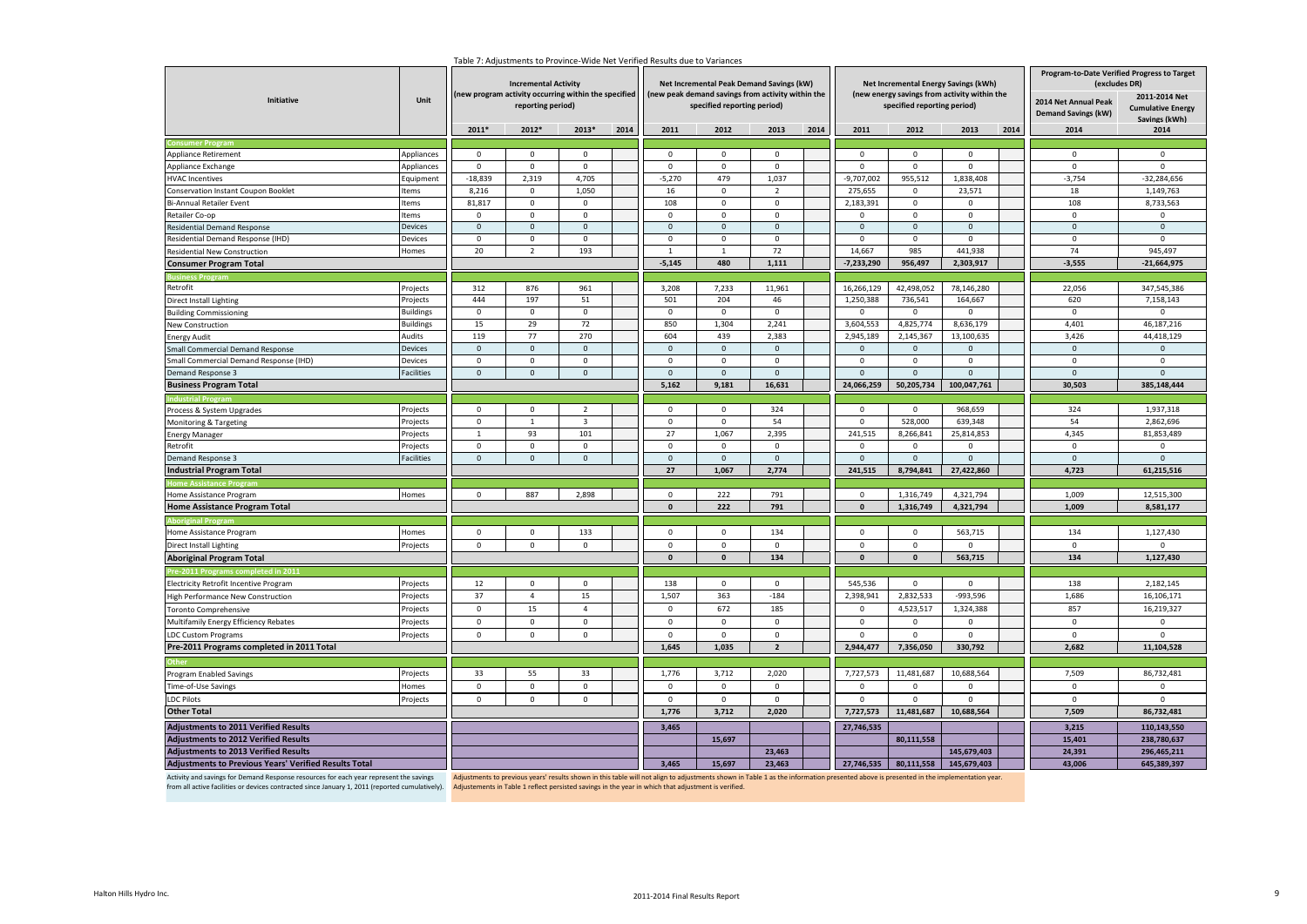Table 7: Adjustments to Province-Wide Net Verified Results due to Variances

| Initiative | Unit | Incremental Activity (new program activity occurring within the specified reporting period) | | | | Net Incremental Peak Demand Savings (kW) (new peak demand savings from activity within the specified reporting period) | | | | Net Incremental Energy Savings (kWh) (new energy savings from activity within the specified reporting period) | | | | Program-to-Date Verified Progress to Target (excludes DR) | |
|---|---|---|---|---|---|---|---|---|---|---|---|---|---|---|---|
| | | 2011* | 2012* | 2013* | 2014 | 2011 | 2012 | 2013 | 2014 | 2011 | 2012 | 2013 | 2014 | 2014 Net Annual Peak Demand Savings (kW) 2014 | 2011-2014 Net Cumulative Energy Savings (kWh) 2014 |
| **Consumer Program** | | | | | | | | | | | | | | | |
| Appliance Retirement | Appliances | 0 | 0 | 0 | | 0 | 0 | 0 | | 0 | 0 | 0 | | 0 | 0 |
| Appliance Exchange | Appliances | 0 | 0 | 0 | | 0 | 0 | 0 | | 0 | 0 | 0 | | 0 | 0 |
| HVAC Incentives | Equipment | -18,839 | 2,319 | 4,705 | | -5,270 | 479 | 1,037 | | -9,707,002 | 955,512 | 1,838,408 | | -3,754 | -32,284,656 |
| Conservation Instant Coupon Booklet | Items | 8,216 | 0 | 1,050 | | 16 | 0 | 2 | | 275,655 | 0 | 23,571 | | 18 | 1,149,763 |
| Bi-Annual Retailer Event | Items | 81,817 | 0 | 0 | | 108 | 0 | 0 | | 2,183,391 | 0 | 0 | | 108 | 8,733,563 |
| Retailer Co-op | Items | 0 | 0 | 0 | | 0 | 0 | 0 | | 0 | 0 | 0 | | 0 | 0 |
| Residential Demand Response | Devices | 0 | 0 | 0 | | 0 | 0 | 0 | | 0 | 0 | 0 | | 0 | 0 |
| Residential Demand Response (IHD) | Devices | 0 | 0 | 0 | | 0 | 0 | 0 | | 0 | 0 | 0 | | 0 | 0 |
| Residential New Construction | Homes | 20 | 2 | 193 | | 1 | 1 | 72 | | 14,667 | 985 | 441,938 | | 74 | 945,497 |
| **Consumer Program Total** | | | | | | **-5,145** | **480** | **1,111** | | **-7,233,290** | **956,497** | **2,303,917** | | **-3,555** | **-21,664,975** |
| **Business Program** | | | | | | | | | | | | | | | |
| Retrofit | Projects | 312 | 876 | 961 | | 3,208 | 7,233 | 11,961 | | 16,266,129 | 42,498,052 | 78,146,280 | | 22,056 | 347,545,386 |
| Direct Install Lighting | Projects | 444 | 197 | 51 | | 501 | 204 | 46 | | 1,250,388 | 736,541 | 164,667 | | 620 | 7,158,143 |
| Building Commissioning | Buildings | 0 | 0 | 0 | | 0 | 0 | 0 | | 0 | 0 | 0 | | 0 | 0 |
| New Construction | Buildings | 15 | 29 | 72 | | 850 | 1,304 | 2,241 | | 3,604,553 | 4,825,774 | 8,636,179 | | 4,401 | 46,187,216 |
| Energy Audit | Audits | 119 | 77 | 270 | | 604 | 439 | 2,383 | | 2,945,189 | 2,145,367 | 13,100,635 | | 3,426 | 44,418,129 |
| Small Commercial Demand Response | Devices | 0 | 0 | 0 | | 0 | 0 | 0 | | 0 | 0 | 0 | | 0 | 0 |
| Small Commercial Demand Response (IHD) | Devices | 0 | 0 | 0 | | 0 | 0 | 0 | | 0 | 0 | 0 | | 0 | 0 |
| Demand Response 3 | Facilities | 0 | 0 | 0 | | 0 | 0 | 0 | | 0 | 0 | 0 | | 0 | 0 |
| **Business Program Total** | | | | | | **5,162** | **9,181** | **16,631** | | **24,066,259** | **50,205,734** | **100,047,761** | | **30,503** | **385,148,444** |
| **Industrial Program** | | | | | | | | | | | | | | | |
| Process & System Upgrades | Projects | 0 | 0 | 2 | | 0 | 0 | 324 | | 0 | 0 | 968,659 | | 324 | 1,937,318 |
| Monitoring & Targeting | Projects | 0 | 1 | 3 | | 0 | 0 | 54 | | 0 | 528,000 | 639,348 | | 54 | 2,862,696 |
| Energy Manager | Projects | 1 | 93 | 101 | | 27 | 1,067 | 2,395 | | 241,515 | 8,266,841 | 25,814,853 | | 4,345 | 81,853,489 |
| Retrofit | Projects | 0 | 0 | 0 | | 0 | 0 | 0 | | 0 | 0 | 0 | | 0 | 0 |
| Demand Response 3 | Facilities | 0 | 0 | 0 | | 0 | 0 | 0 | | 0 | 0 | 0 | | 0 | 0 |
| **Industrial Program Total** | | | | | | **27** | **1,067** | **2,774** | | **241,515** | **8,794,841** | **27,422,860** | | **4,723** | **61,215,516** |
| **Home Assistance Program** | | | | | | | | | | | | | | | |
| Home Assistance Program | Homes | 0 | 887 | 2,898 | | 0 | 222 | 791 | | 0 | 1,316,749 | 4,321,794 | | 1,009 | 12,515,300 |
| **Home Assistance Program Total** | | | | | | **0** | **222** | **791** | | **0** | **1,316,749** | **4,321,794** | | **1,009** | **8,581,177** |
| **Aboriginal Program** | | | | | | | | | | | | | | | |
| Home Assistance Program | Homes | 0 | 0 | 133 | | 0 | 0 | 134 | | 0 | 0 | 563,715 | | 134 | 1,127,430 |
| Direct Install Lighting | Projects | 0 | 0 | 0 | | 0 | 0 | 0 | | 0 | 0 | 0 | | 0 | 0 |
| **Aboriginal Program Total** | | | | | | **0** | **0** | **134** | | **0** | **0** | **563,715** | | **134** | **1,127,430** |
| **Pre-2011 Programs completed in 2011** | | | | | | | | | | | | | | | |
| Electricity Retrofit Incentive Program | Projects | 12 | 0 | 0 | | 138 | 0 | 0 | | 545,536 | 0 | 0 | | 138 | 2,182,145 |
| High Performance New Construction | Projects | 37 | 4 | 15 | | 1,507 | 363 | -184 | | 2,398,941 | 2,832,533 | -993,596 | | 1,686 | 16,106,171 |
| Toronto Comprehensive | Projects | 0 | 15 | 4 | | 0 | 672 | 185 | | 0 | 4,523,517 | 1,324,388 | | 857 | 16,219,327 |
| Multifamily Energy Efficiency Rebates | Projects | 0 | 0 | 0 | | 0 | 0 | 0 | | 0 | 0 | 0 | | 0 | 0 |
| LDC Custom Programs | Projects | 0 | 0 | 0 | | 0 | 0 | 0 | | 0 | 0 | 0 | | 0 | 0 |
| **Pre-2011 Programs completed in 2011 Total** | | | | | | **1,645** | **1,035** | **2** | | **2,944,477** | **7,356,050** | **330,792** | | **2,682** | **11,104,528** |
| **Other** | | | | | | | | | | | | | | | |
| Program Enabled Savings | Projects | 33 | 55 | 33 | | 1,776 | 3,712 | 2,020 | | 7,727,573 | 11,481,687 | 10,688,564 | | 7,509 | 86,732,481 |
| Time-of-Use Savings | Homes | 0 | 0 | 0 | | 0 | 0 | 0 | | 0 | 0 | 0 | | 0 | 0 |
| LDC Pilots | Projects | 0 | 0 | 0 | | 0 | 0 | 0 | | 0 | 0 | 0 | | 0 | 0 |
| **Other Total** | | | | | | **1,776** | **3,712** | **2,020** | | **7,727,573** | **11,481,687** | **10,688,564** | | **7,509** | **86,732,481** |
| **Adjustments to 2011 Verified Results** | | | | | | **3,465** | | | | **27,746,535** | | | | **3,215** | **110,143,550** |
| **Adjustments to 2012 Verified Results** | | | | | | | **15,697** | | | | **80,111,558** | | | **15,401** | **238,780,637** |
| **Adjustments to 2013 Verified Results** | | | | | | | | **23,463** | | | | **145,679,403** | | **24,391** | **296,465,211** |
| **Adjustments to Previous Years' Verified Results Total** | | | | | | **3,465** | **15,697** | **23,463** | | **27,746,535** | **80,111,558** | **145,679,403** | | **43,006** | **645,389,397** |

Activity and savings for Demand Response resources for each year represent the savings from all active facilities or devices contracted since January 1, 2011 (reported cumulatively).

Adjustments to previous years' results shown in this table will not align to adjustments shown in Table 1 as the information presented above is presented in the implementation year. Adjustements in Table 1 reflect persisted savings in the year in which that adjustment is verified.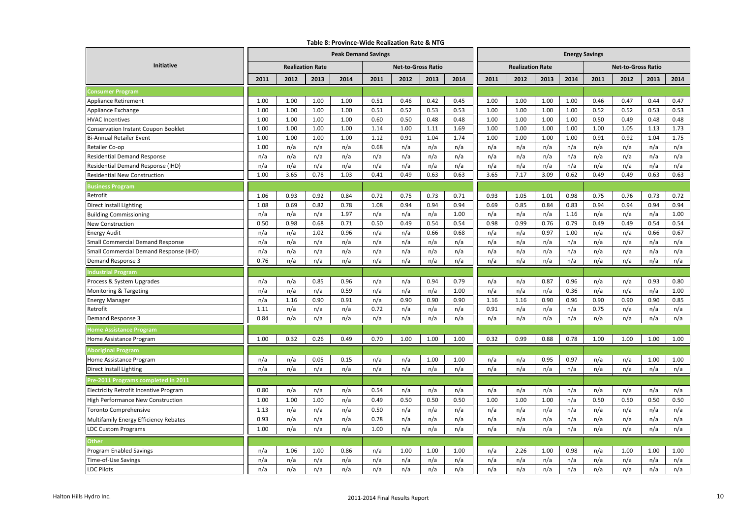**Table 8: Province-Wide Realization Rate & NTG**

| Initiative | Peak Demand Savings | | | | | | | | Energy Savings | | | | | | | |
|---|---|---|---|---|---|---|---|---|---|---|---|---|---|---|---|---|
| | Realization Rate | | | | Net-to-Gross Ratio | | | | Realization Rate | | | | Net-to-Gross Ratio | | | |
| | 2011 | 2012 | 2013 | 2014 | 2011 | 2012 | 2013 | 2014 | 2011 | 2012 | 2013 | 2014 | 2011 | 2012 | 2013 | 2014 |
| **Consumer Program** | | | | | | | | | | | | | | | | |
| Appliance Retirement | 1.00 | 1.00 | 1.00 | 1.00 | 0.51 | 0.46 | 0.42 | 0.45 | 1.00 | 1.00 | 1.00 | 1.00 | 0.46 | 0.47 | 0.44 | 0.47 |
| Appliance Exchange | 1.00 | 1.00 | 1.00 | 1.00 | 0.51 | 0.52 | 0.53 | 0.53 | 1.00 | 1.00 | 1.00 | 1.00 | 0.52 | 0.52 | 0.53 | 0.53 |
| HVAC Incentives | 1.00 | 1.00 | 1.00 | 1.00 | 0.60 | 0.50 | 0.48 | 0.48 | 1.00 | 1.00 | 1.00 | 1.00 | 0.50 | 0.49 | 0.48 | 0.48 |
| Conservation Instant Coupon Booklet | 1.00 | 1.00 | 1.00 | 1.00 | 1.14 | 1.00 | 1.11 | 1.69 | 1.00 | 1.00 | 1.00 | 1.00 | 1.00 | 1.05 | 1.13 | 1.73 |
| Bi-Annual Retailer Event | 1.00 | 1.00 | 1.00 | 1.00 | 1.12 | 0.91 | 1.04 | 1.74 | 1.00 | 1.00 | 1.00 | 1.00 | 0.91 | 0.92 | 1.04 | 1.75 |
| Retailer Co-op | 1.00 | n/a | n/a | n/a | 0.68 | n/a | n/a | n/a | n/a | n/a | n/a | n/a | n/a | n/a | n/a | n/a |
| Residential Demand Response | n/a | n/a | n/a | n/a | n/a | n/a | n/a | n/a | n/a | n/a | n/a | n/a | n/a | n/a | n/a | n/a |
| Residential Demand Response (IHD) | n/a | n/a | n/a | n/a | n/a | n/a | n/a | n/a | n/a | n/a | n/a | n/a | n/a | n/a | n/a | n/a |
| Residential New Construction | 1.00 | 3.65 | 0.78 | 1.03 | 0.41 | 0.49 | 0.63 | 0.63 | 3.65 | 7.17 | 3.09 | 0.62 | 0.49 | 0.49 | 0.63 | 0.63 |
| **Business Program** | | | | | | | | | | | | | | | | |
| Retrofit | 1.06 | 0.93 | 0.92 | 0.84 | 0.72 | 0.75 | 0.73 | 0.71 | 0.93 | 1.05 | 1.01 | 0.98 | 0.75 | 0.76 | 0.73 | 0.72 |
| Direct Install Lighting | 1.08 | 0.69 | 0.82 | 0.78 | 1.08 | 0.94 | 0.94 | 0.94 | 0.69 | 0.85 | 0.84 | 0.83 | 0.94 | 0.94 | 0.94 | 0.94 |
| Building Commissioning | n/a | n/a | n/a | 1.97 | n/a | n/a | n/a | 1.00 | n/a | n/a | n/a | 1.16 | n/a | n/a | n/a | 1.00 |
| New Construction | 0.50 | 0.98 | 0.68 | 0.71 | 0.50 | 0.49 | 0.54 | 0.54 | 0.98 | 0.99 | 0.76 | 0.79 | 0.49 | 0.49 | 0.54 | 0.54 |
| Energy Audit | n/a | n/a | 1.02 | 0.96 | n/a | n/a | 0.66 | 0.68 | n/a | n/a | 0.97 | 1.00 | n/a | n/a | 0.66 | 0.67 |
| Small Commercial Demand Response | n/a | n/a | n/a | n/a | n/a | n/a | n/a | n/a | n/a | n/a | n/a | n/a | n/a | n/a | n/a | n/a |
| Small Commercial Demand Response (IHD) | n/a | n/a | n/a | n/a | n/a | n/a | n/a | n/a | n/a | n/a | n/a | n/a | n/a | n/a | n/a | n/a |
| Demand Response 3 | 0.76 | n/a | n/a | n/a | n/a | n/a | n/a | n/a | n/a | n/a | n/a | n/a | n/a | n/a | n/a | n/a |
| **Industrial Program** | | | | | | | | | | | | | | | | |
| Process & System Upgrades | n/a | n/a | 0.85 | 0.96 | n/a | n/a | 0.94 | 0.79 | n/a | n/a | 0.87 | 0.96 | n/a | n/a | 0.93 | 0.80 |
| Monitoring & Targeting | n/a | n/a | n/a | 0.59 | n/a | n/a | n/a | 1.00 | n/a | n/a | n/a | 0.36 | n/a | n/a | n/a | 1.00 |
| Energy Manager | n/a | 1.16 | 0.90 | 0.91 | n/a | 0.90 | 0.90 | 0.90 | 1.16 | 1.16 | 0.90 | 0.96 | 0.90 | 0.90 | 0.90 | 0.85 |
| Retrofit | 1.11 | n/a | n/a | n/a | 0.72 | n/a | n/a | n/a | 0.91 | n/a | n/a | n/a | 0.75 | n/a | n/a | n/a |
| Demand Response 3 | 0.84 | n/a | n/a | n/a | n/a | n/a | n/a | n/a | n/a | n/a | n/a | n/a | n/a | n/a | n/a | n/a |
| **Home Assistance Program** | | | | | | | | | | | | | | | | |
| Home Assistance Program | 1.00 | 0.32 | 0.26 | 0.49 | 0.70 | 1.00 | 1.00 | 1.00 | 0.32 | 0.99 | 0.88 | 0.78 | 1.00 | 1.00 | 1.00 | 1.00 |
| **Aboriginal Program** | | | | | | | | | | | | | | | | |
| Home Assistance Program | n/a | n/a | 0.05 | 0.15 | n/a | n/a | 1.00 | 1.00 | n/a | n/a | 0.95 | 0.97 | n/a | n/a | 1.00 | 1.00 |
| Direct Install Lighting | n/a | n/a | n/a | n/a | n/a | n/a | n/a | n/a | n/a | n/a | n/a | n/a | n/a | n/a | n/a | n/a |
| **Pre-2011 Programs completed in 2011** | | | | | | | | | | | | | | | | |
| Electricity Retrofit Incentive Program | 0.80 | n/a | n/a | n/a | 0.54 | n/a | n/a | n/a | n/a | n/a | n/a | n/a | n/a | n/a | n/a | n/a |
| High Performance New Construction | 1.00 | 1.00 | 1.00 | n/a | 0.49 | 0.50 | 0.50 | 0.50 | 1.00 | 1.00 | 1.00 | n/a | 0.50 | 0.50 | 0.50 | 0.50 |
| Toronto Comprehensive | 1.13 | n/a | n/a | n/a | 0.50 | n/a | n/a | n/a | n/a | n/a | n/a | n/a | n/a | n/a | n/a | n/a |
| Multifamily Energy Efficiency Rebates | 0.93 | n/a | n/a | n/a | 0.78 | n/a | n/a | n/a | n/a | n/a | n/a | n/a | n/a | n/a | n/a | n/a |
| LDC Custom Programs | 1.00 | n/a | n/a | n/a | 1.00 | n/a | n/a | n/a | n/a | n/a | n/a | n/a | n/a | n/a | n/a | n/a |
| **Other** | | | | | | | | | | | | | | | | |
| Program Enabled Savings | n/a | 1.06 | 1.00 | 0.86 | n/a | 1.00 | 1.00 | 1.00 | n/a | 2.26 | 1.00 | 0.98 | n/a | 1.00 | 1.00 | 1.00 |
| Time-of-Use Savings | n/a | n/a | n/a | n/a | n/a | n/a | n/a | n/a | n/a | n/a | n/a | n/a | n/a | n/a | n/a | n/a |
| LDC Pilots | n/a | n/a | n/a | n/a | n/a | n/a | n/a | n/a | n/a | n/a | n/a | n/a | n/a | n/a | n/a | n/a |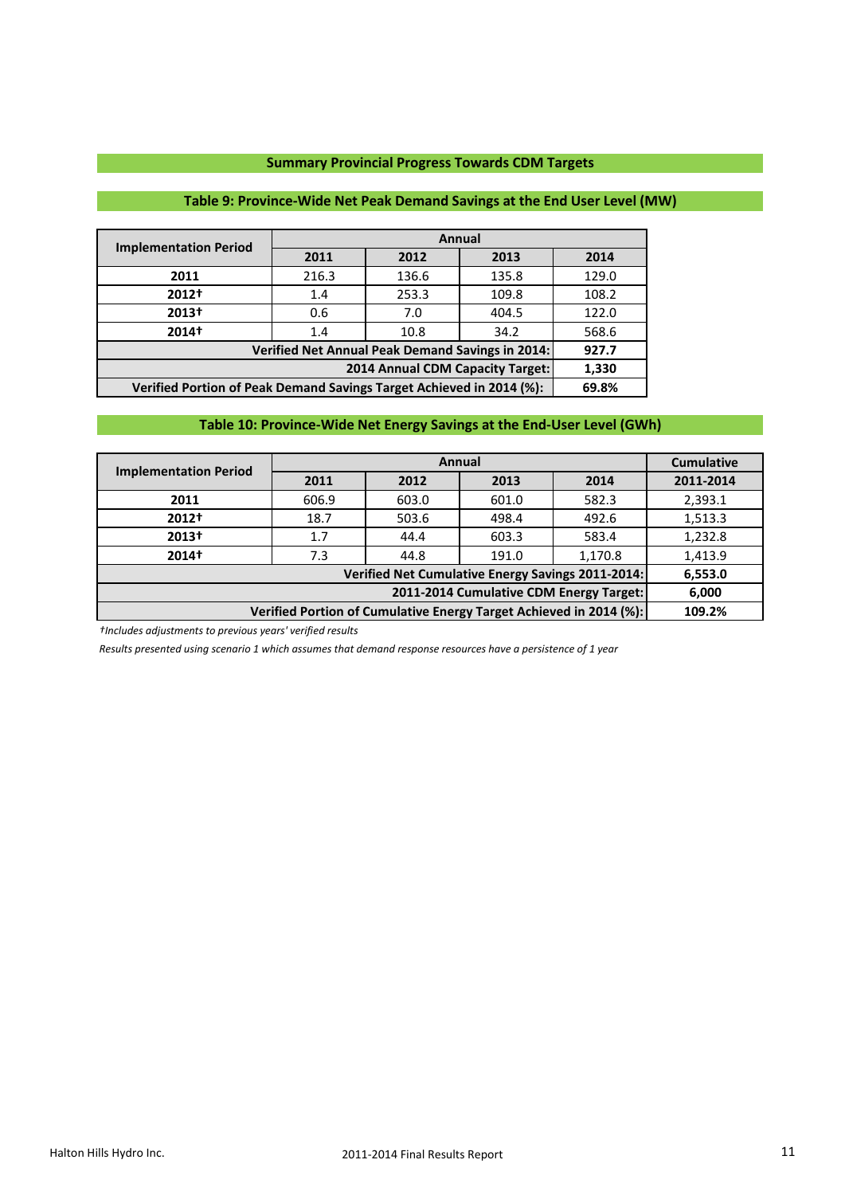## Summary Provincial Progress Towards CDM Targets

### Table 9: Province-Wide Net Peak Demand Savings at the End User Level (MW)

| Implementation Period | Annual | | | |
|---|---|---|---|---|
| | 2011 | 2012 | 2013 | 2014 |
| 2011 | 216.3 | 136.6 | 135.8 | 129.0 |
| 2012† | 1.4 | 253.3 | 109.8 | 108.2 |
| 2013† | 0.6 | 7.0 | 404.5 | 122.0 |
| 2014† | 1.4 | 10.8 | 34.2 | 568.6 |
| **Verified Net Annual Peak Demand Savings in 2014:** | | | | **927.7** |
| **2014 Annual CDM Capacity Target:** | | | | **1,330** |
| **Verified Portion of Peak Demand Savings Target Achieved in 2014 (%):** | | | | **69.8%** |

### Table 10: Province-Wide Net Energy Savings at the End-User Level (GWh)

| Implementation Period | Annual | | | | Cumulative |
|---|---|---|---|---|---|
| | 2011 | 2012 | 2013 | 2014 | 2011-2014 |
| 2011 | 606.9 | 603.0 | 601.0 | 582.3 | 2,393.1 |
| 2012† | 18.7 | 503.6 | 498.4 | 492.6 | 1,513.3 |
| 2013† | 1.7 | 44.4 | 603.3 | 583.4 | 1,232.8 |
| 2014† | 7.3 | 44.8 | 191.0 | 1,170.8 | 1,413.9 |
| **Verified Net Cumulative Energy Savings 2011-2014:** | | | | | **6,553.0** |
| **2011-2014 Cumulative CDM Energy Target:** | | | | | **6,000** |
| **Verified Portion of Cumulative Energy Target Achieved in 2014 (%):** | | | | | **109.2%** |

*†Includes adjustments to previous years' verified results*

*Results presented using scenario 1 which assumes that demand response resources have a persistence of 1 year*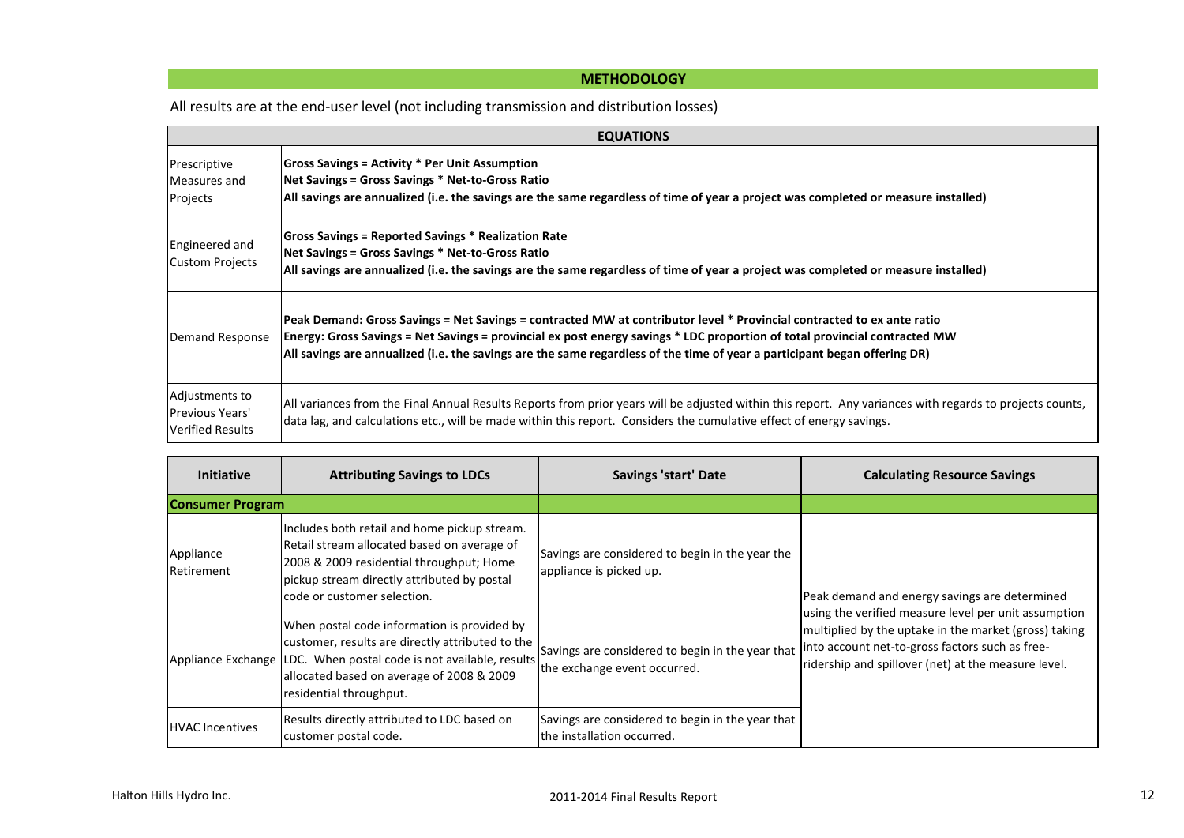## METHODOLOGY

All results are at the end-user level (not including transmission and distribution losses)

| EQUATIONS | |
|---|---|
| Prescriptive Measures and Projects | **Gross Savings = Activity * Per Unit Assumption**<br>**Net Savings = Gross Savings * Net-to-Gross Ratio**<br>**All savings are annualized (i.e. the savings are the same regardless of time of year a project was completed or measure installed)** |
| Engineered and Custom Projects | **Gross Savings = Reported Savings * Realization Rate**<br>**Net Savings = Gross Savings * Net-to-Gross Ratio**<br>**All savings are annualized (i.e. the savings are the same regardless of time of year a project was completed or measure installed)** |
| Demand Response | **Peak Demand: Gross Savings = Net Savings = contracted MW at contributor level * Provincial contracted to ex ante ratio**<br>**Energy: Gross Savings = Net Savings = provincial ex post energy savings * LDC proportion of total provincial contracted MW**<br>**All savings are annualized (i.e. the savings are the same regardless of the time of year a participant began offering DR)** |
| Adjustments to Previous Years' Verified Results | All variances from the Final Annual Results Reports from prior years will be adjusted within this report. Any variances with regards to projects counts, data lag, and calculations etc., will be made within this report. Considers the cumulative effect of energy savings. |

| Initiative | Attributing Savings to LDCs | Savings 'start' Date | Calculating Resource Savings |
|---|---|---|---|
| **Consumer Program** | | | |
| Appliance Retirement | Includes both retail and home pickup stream. Retail stream allocated based on average of 2008 & 2009 residential throughput; Home pickup stream directly attributed by postal code or customer selection. | Savings are considered to begin in the year the appliance is picked up. | Peak demand and energy savings are determined using the verified measure level per unit assumption multiplied by the uptake in the market (gross) taking into account net-to-gross factors such as free-ridership and spillover (net) at the measure level. |
| Appliance Exchange | When postal code information is provided by customer, results are directly attributed to the LDC. When postal code is not available, results allocated based on average of 2008 & 2009 residential throughput. | Savings are considered to begin in the year that the exchange event occurred. | |
| HVAC Incentives | Results directly attributed to LDC based on customer postal code. | Savings are considered to begin in the year that the installation occurred. | |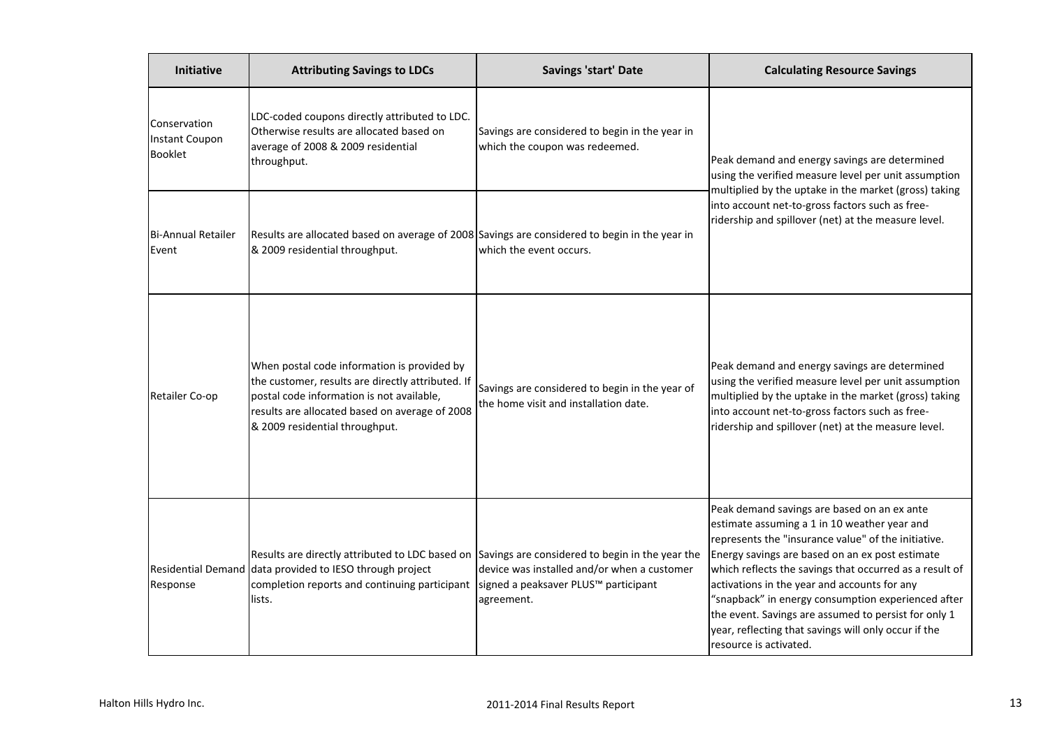| Initiative | Attributing Savings to LDCs | Savings 'start' Date | Calculating Resource Savings |
| --- | --- | --- | --- |
| Conservation Instant Coupon Booklet | LDC-coded coupons directly attributed to LDC. Otherwise results are allocated based on average of 2008 & 2009 residential throughput. | Savings are considered to begin in the year in which the coupon was redeemed. | Peak demand and energy savings are determined using the verified measure level per unit assumption multiplied by the uptake in the market (gross) taking into account net-to-gross factors such as free-ridership and spillover (net) at the measure level. |
| Bi-Annual Retailer Event | Results are allocated based on average of 2008 & 2009 residential throughput. | Savings are considered to begin in the year in which the event occurs. | |
| Retailer Co-op | When postal code information is provided by the customer, results are directly attributed. If postal code information is not available, results are allocated based on average of 2008 & 2009 residential throughput. | Savings are considered to begin in the year of the home visit and installation date. | Peak demand and energy savings are determined using the verified measure level per unit assumption multiplied by the uptake in the market (gross) taking into account net-to-gross factors such as free-ridership and spillover (net) at the measure level. |
| Residential Demand Response | Results are directly attributed to LDC based on data provided to IESO through project completion reports and continuing participant lists. | Savings are considered to begin in the year the device was installed and/or when a customer signed a peaksaver PLUS™ participant agreement. | Peak demand savings are based on an ex ante estimate assuming a 1 in 10 weather year and represents the "insurance value" of the initiative. Energy savings are based on an ex post estimate which reflects the savings that occurred as a result of activations in the year and accounts for any "snapback" in energy consumption experienced after the event. Savings are assumed to persist for only 1 year, reflecting that savings will only occur if the resource is activated. |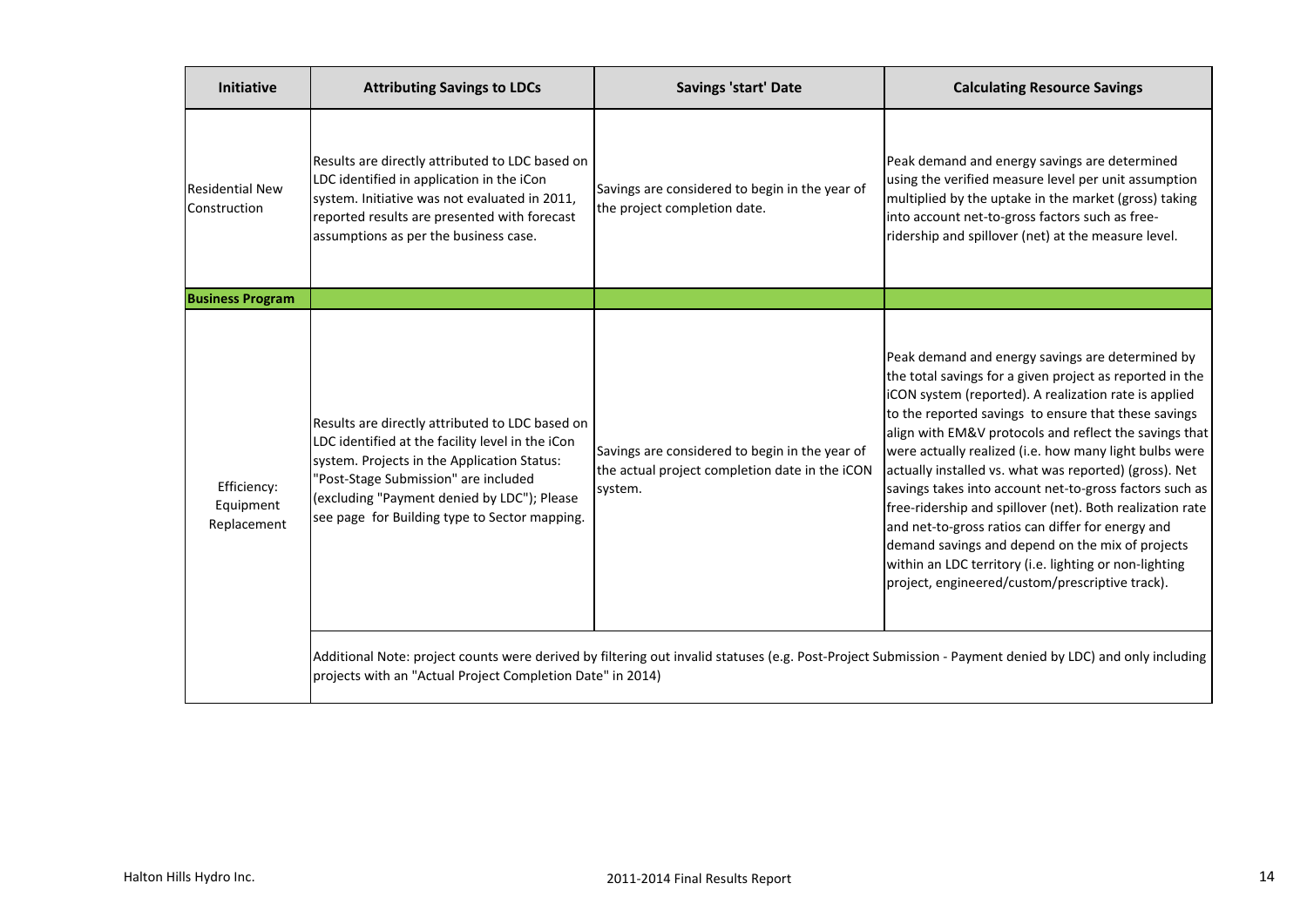| Initiative | Attributing Savings to LDCs | Savings 'start' Date | Calculating Resource Savings |
|---|---|---|---|
| Residential New Construction | Results are directly attributed to LDC based on LDC identified in application in the iCon system. Initiative was not evaluated in 2011, reported results are presented with forecast assumptions as per the business case. | Savings are considered to begin in the year of the project completion date. | Peak demand and energy savings are determined using the verified measure level per unit assumption multiplied by the uptake in the market (gross) taking into account net-to-gross factors such as free-ridership and spillover (net) at the measure level. |
| **Business Program** | | | |
| Efficiency: Equipment Replacement | Results are directly attributed to LDC based on LDC identified at the facility level in the iCon system. Projects in the Application Status: "Post-Stage Submission" are included (excluding "Payment denied by LDC"); Please see page for Building type to Sector mapping. | Savings are considered to begin in the year of the actual project completion date in the iCON system. | Peak demand and energy savings are determined by the total savings for a given project as reported in the iCON system (reported). A realization rate is applied to the reported savings to ensure that these savings align with EM&V protocols and reflect the savings that were actually realized (i.e. how many light bulbs were actually installed vs. what was reported) (gross). Net savings takes into account net-to-gross factors such as free-ridership and spillover (net). Both realization rate and net-to-gross ratios can differ for energy and demand savings and depend on the mix of projects within an LDC territory (i.e. lighting or non-lighting project, engineered/custom/prescriptive track). |
| | Additional Note: project counts were derived by filtering out invalid statuses (e.g. Post-Project Submission - Payment denied by LDC) and only including projects with an "Actual Project Completion Date" in 2014) | | |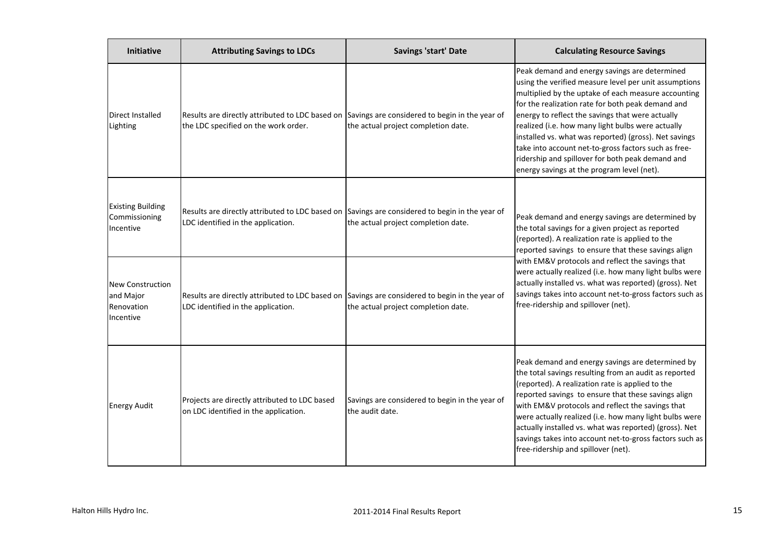| Initiative | Attributing Savings to LDCs | Savings 'start' Date | Calculating Resource Savings |
|---|---|---|---|
| Direct Installed Lighting | Results are directly attributed to LDC based on the LDC specified on the work order. | Savings are considered to begin in the year of the actual project completion date. | Peak demand and energy savings are determined using the verified measure level per unit assumptions multiplied by the uptake of each measure accounting for the realization rate for both peak demand and energy to reflect the savings that were actually realized (i.e. how many light bulbs were actually installed vs. what was reported) (gross). Net savings take into account net-to-gross factors such as free-ridership and spillover for both peak demand and energy savings at the program level (net). |
| Existing Building Commissioning Incentive | Results are directly attributed to LDC based on LDC identified in the application. | Savings are considered to begin in the year of the actual project completion date. | Peak demand and energy savings are determined by the total savings for a given project as reported (reported). A realization rate is applied to the reported savings to ensure that these savings align with EM&V protocols and reflect the savings that were actually realized (i.e. how many light bulbs were actually installed vs. what was reported) (gross). Net savings takes into account net-to-gross factors such as free-ridership and spillover (net). |
| New Construction and Major Renovation Incentive | Results are directly attributed to LDC based on LDC identified in the application. | Savings are considered to begin in the year of the actual project completion date. | |
| Energy Audit | Projects are directly attributed to LDC based on LDC identified in the application. | Savings are considered to begin in the year of the audit date. | Peak demand and energy savings are determined by the total savings resulting from an audit as reported (reported). A realization rate is applied to the reported savings to ensure that these savings align with EM&V protocols and reflect the savings that were actually realized (i.e. how many light bulbs were actually installed vs. what was reported) (gross). Net savings takes into account net-to-gross factors such as free-ridership and spillover (net). |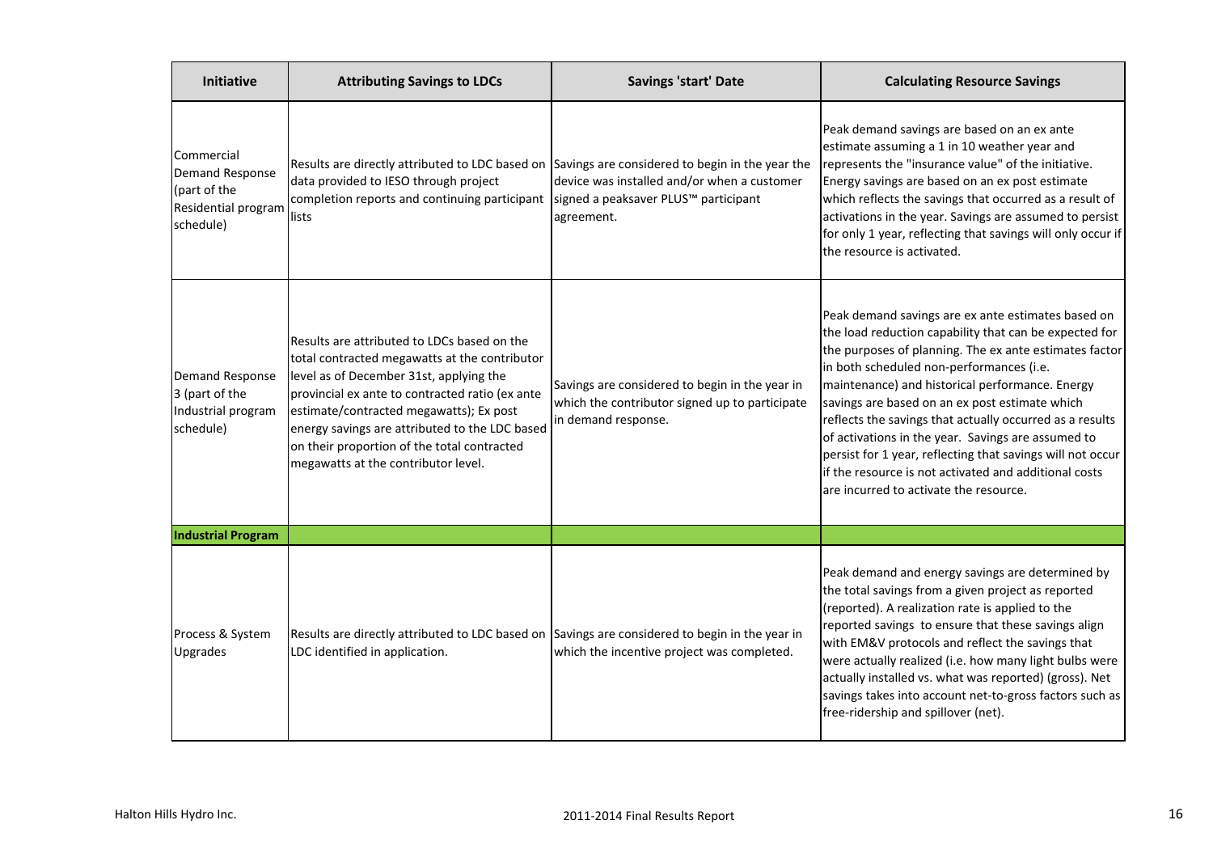| Initiative | Attributing Savings to LDCs | Savings 'start' Date | Calculating Resource Savings |
|---|---|---|---|
| Commercial Demand Response (part of the Residential program schedule) | Results are directly attributed to LDC based on data provided to IESO through project completion reports and continuing participant lists | Savings are considered to begin in the year the device was installed and/or when a customer signed a peaksaver PLUS™ participant agreement. | Peak demand savings are based on an ex ante estimate assuming a 1 in 10 weather year and represents the "insurance value" of the initiative. Energy savings are based on an ex post estimate which reflects the savings that occurred as a result of activations in the year. Savings are assumed to persist for only 1 year, reflecting that savings will only occur if the resource is activated. |
| Demand Response 3 (part of the Industrial program schedule) | Results are attributed to LDCs based on the total contracted megawatts at the contributor level as of December 31st, applying the provincial ex ante to contracted ratio (ex ante estimate/contracted megawatts); Ex post energy savings are attributed to the LDC based on their proportion of the total contracted megawatts at the contributor level. | Savings are considered to begin in the year in which the contributor signed up to participate in demand response. | Peak demand savings are ex ante estimates based on the load reduction capability that can be expected for the purposes of planning. The ex ante estimates factor in both scheduled non-performances (i.e. maintenance) and historical performance. Energy savings are based on an ex post estimate which reflects the savings that actually occurred as a results of activations in the year. Savings are assumed to persist for 1 year, reflecting that savings will not occur if the resource is not activated and additional costs are incurred to activate the resource. |
| **Industrial Program** | | | |
| Process & System Upgrades | Results are directly attributed to LDC based on LDC identified in application. | Savings are considered to begin in the year in which the incentive project was completed. | Peak demand and energy savings are determined by the total savings from a given project as reported (reported). A realization rate is applied to the reported savings to ensure that these savings align with EM&V protocols and reflect the savings that were actually realized (i.e. how many light bulbs were actually installed vs. what was reported) (gross). Net savings takes into account net-to-gross factors such as free-ridership and spillover (net). |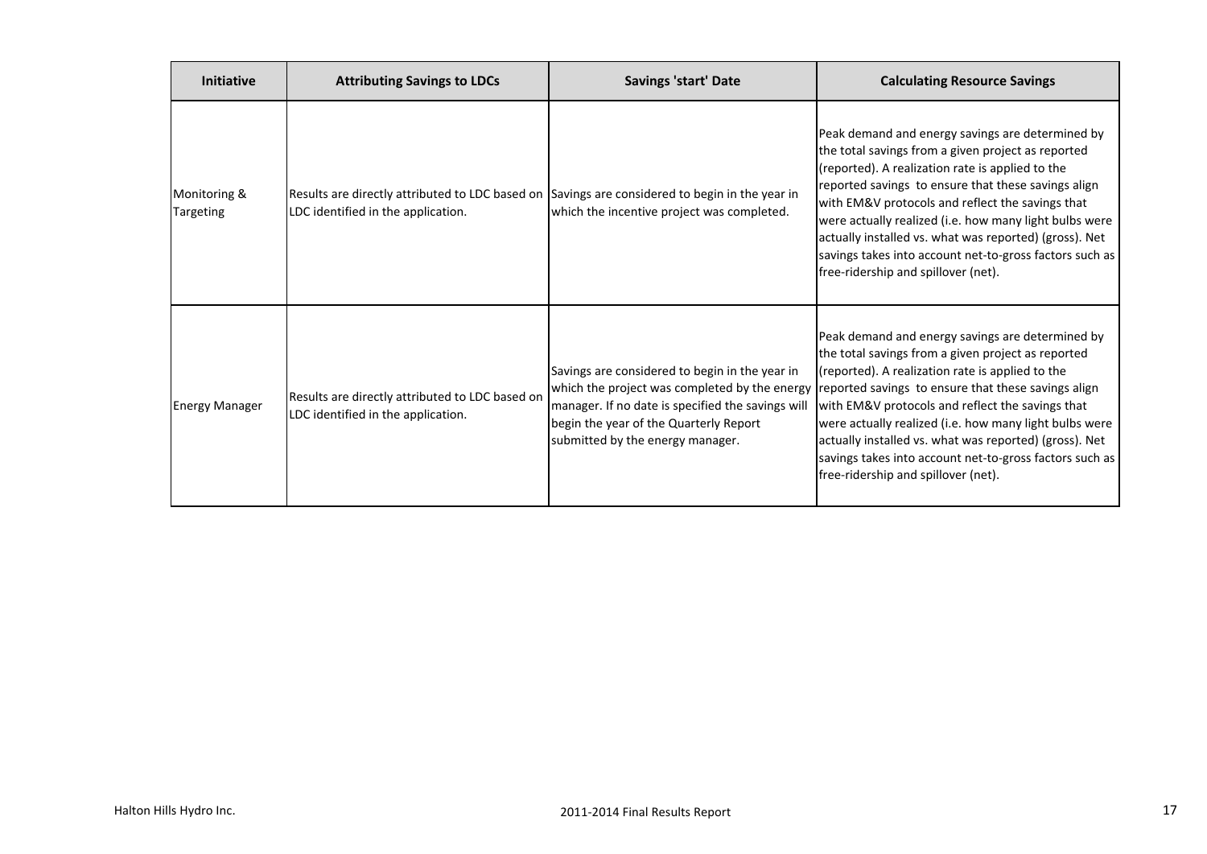| Initiative | Attributing Savings to LDCs | Savings 'start' Date | Calculating Resource Savings |
|---|---|---|---|
| Monitoring & Targeting | Results are directly attributed to LDC based on LDC identified in the application. | Savings are considered to begin in the year in which the incentive project was completed. | Peak demand and energy savings are determined by the total savings from a given project as reported (reported). A realization rate is applied to the reported savings to ensure that these savings align with EM&V protocols and reflect the savings that were actually realized (i.e. how many light bulbs were actually installed vs. what was reported) (gross). Net savings takes into account net-to-gross factors such as free-ridership and spillover (net). |
| Energy Manager | Results are directly attributed to LDC based on LDC identified in the application. | Savings are considered to begin in the year in which the project was completed by the energy manager. If no date is specified the savings will begin the year of the Quarterly Report submitted by the energy manager. | Peak demand and energy savings are determined by the total savings from a given project as reported (reported). A realization rate is applied to the reported savings to ensure that these savings align with EM&V protocols and reflect the savings that were actually realized (i.e. how many light bulbs were actually installed vs. what was reported) (gross). Net savings takes into account net-to-gross factors such as free-ridership and spillover (net). |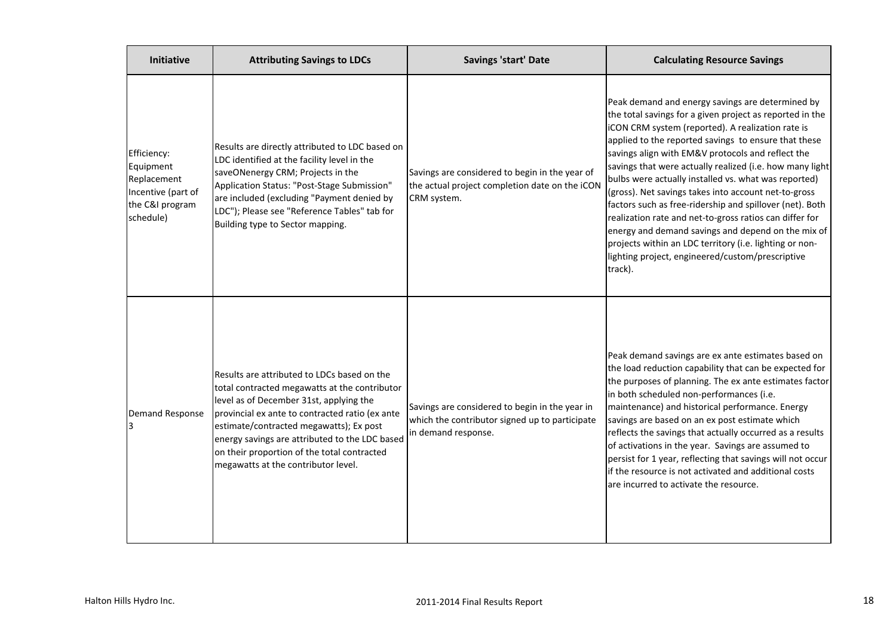| Initiative | Attributing Savings to LDCs | Savings 'start' Date | Calculating Resource Savings |
|---|---|---|---|
| Efficiency: Equipment Replacement Incentive (part of the C&I program schedule) | Results are directly attributed to LDC based on LDC identified at the facility level in the saveONenergy CRM; Projects in the Application Status: "Post-Stage Submission" are included (excluding "Payment denied by LDC"); Please see "Reference Tables" tab for Building type to Sector mapping. | Savings are considered to begin in the year of the actual project completion date on the iCON CRM system. | Peak demand and energy savings are determined by the total savings for a given project as reported in the iCON CRM system (reported). A realization rate is applied to the reported savings to ensure that these savings align with EM&V protocols and reflect the savings that were actually realized (i.e. how many light bulbs were actually installed vs. what was reported) (gross). Net savings takes into account net-to-gross factors such as free-ridership and spillover (net). Both realization rate and net-to-gross ratios can differ for energy and demand savings and depend on the mix of projects within an LDC territory (i.e. lighting or non-lighting project, engineered/custom/prescriptive track). |
| Demand Response 3 | Results are attributed to LDCs based on the total contracted megawatts at the contributor level as of December 31st, applying the provincial ex ante to contracted ratio (ex ante estimate/contracted megawatts); Ex post energy savings are attributed to the LDC based on their proportion of the total contracted megawatts at the contributor level. | Savings are considered to begin in the year in which the contributor signed up to participate in demand response. | Peak demand savings are ex ante estimates based on the load reduction capability that can be expected for the purposes of planning. The ex ante estimates factor in both scheduled non-performances (i.e. maintenance) and historical performance. Energy savings are based on an ex post estimate which reflects the savings that actually occurred as a results of activations in the year. Savings are assumed to persist for 1 year, reflecting that savings will not occur if the resource is not activated and additional costs are incurred to activate the resource. |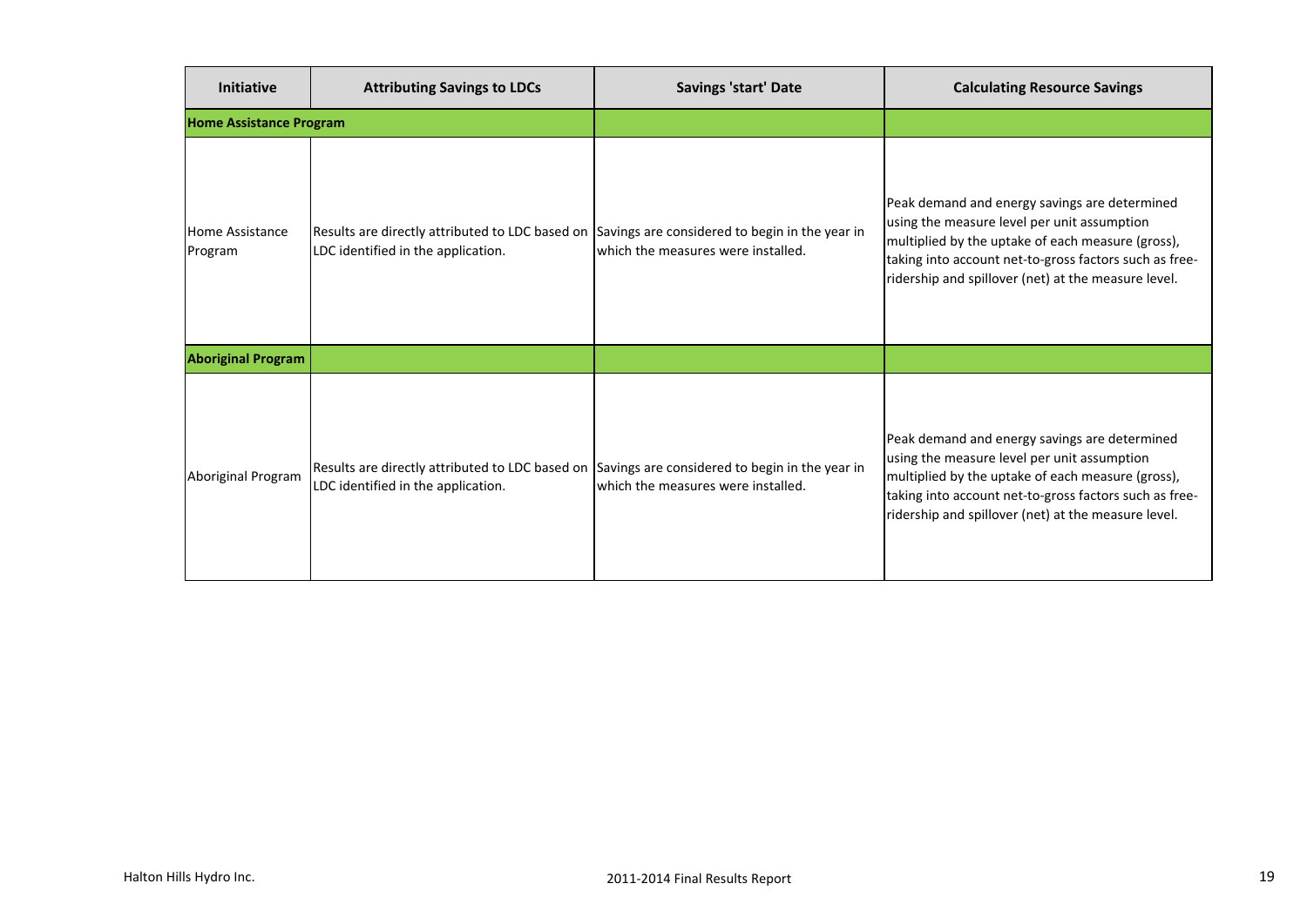| Initiative | Attributing Savings to LDCs | Savings 'start' Date | Calculating Resource Savings |
|---|---|---|---|
| **Home Assistance Program** | | | |
| Home Assistance Program | Results are directly attributed to LDC based on LDC identified in the application. | Savings are considered to begin in the year in which the measures were installed. | Peak demand and energy savings are determined using the measure level per unit assumption multiplied by the uptake of each measure (gross), taking into account net-to-gross factors such as free-ridership and spillover (net) at the measure level. |
| **Aboriginal Program** | | | |
| Aboriginal Program | Results are directly attributed to LDC based on LDC identified in the application. | Savings are considered to begin in the year in which the measures were installed. | Peak demand and energy savings are determined using the measure level per unit assumption multiplied by the uptake of each measure (gross), taking into account net-to-gross factors such as free-ridership and spillover (net) at the measure level. |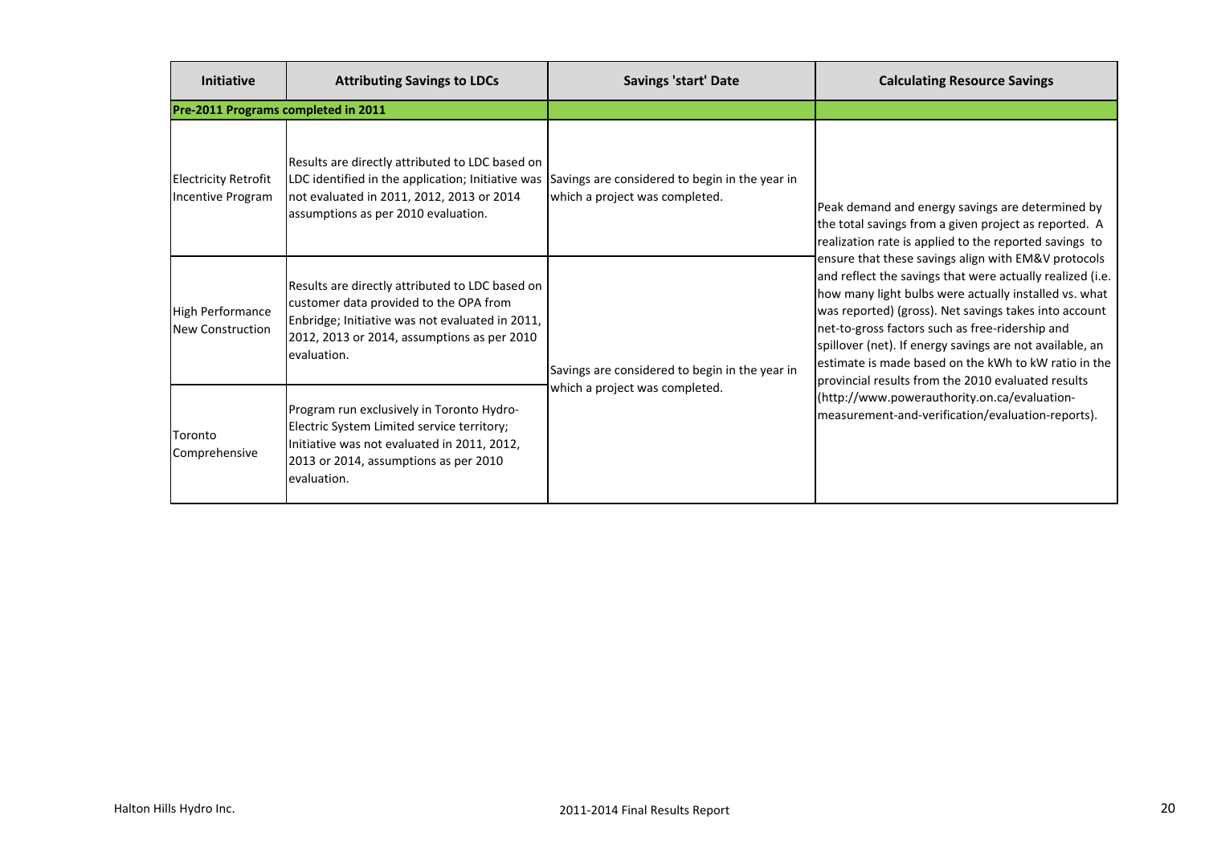| Initiative | Attributing Savings to LDCs | Savings 'start' Date | Calculating Resource Savings |
|---|---|---|---|
| **Pre-2011 Programs completed in 2011** | | | |
| Electricity Retrofit Incentive Program | Results are directly attributed to LDC based on LDC identified in the application; Initiative was not evaluated in 2011, 2012, 2013 or 2014 assumptions as per 2010 evaluation. | Savings are considered to begin in the year in which a project was completed. | Peak demand and energy savings are determined by the total savings from a given project as reported. A realization rate is applied to the reported savings to ensure that these savings align with EM&V protocols and reflect the savings that were actually realized (i.e. how many light bulbs were actually installed vs. what was reported) (gross). Net savings takes into account net-to-gross factors such as free-ridership and spillover (net). If energy savings are not available, an estimate is made based on the kWh to kW ratio in the provincial results from the 2010 evaluated results (http://www.powerauthority.on.ca/evaluation-measurement-and-verification/evaluation-reports). |
| High Performance New Construction | Results are directly attributed to LDC based on customer data provided to the OPA from Enbridge; Initiative was not evaluated in 2011, 2012, 2013 or 2014, assumptions as per 2010 evaluation. | Savings are considered to begin in the year in which a project was completed. | |
| Toronto Comprehensive | Program run exclusively in Toronto Hydro-Electric System Limited service territory; Initiative was not evaluated in 2011, 2012, 2013 or 2014, assumptions as per 2010 evaluation. | | |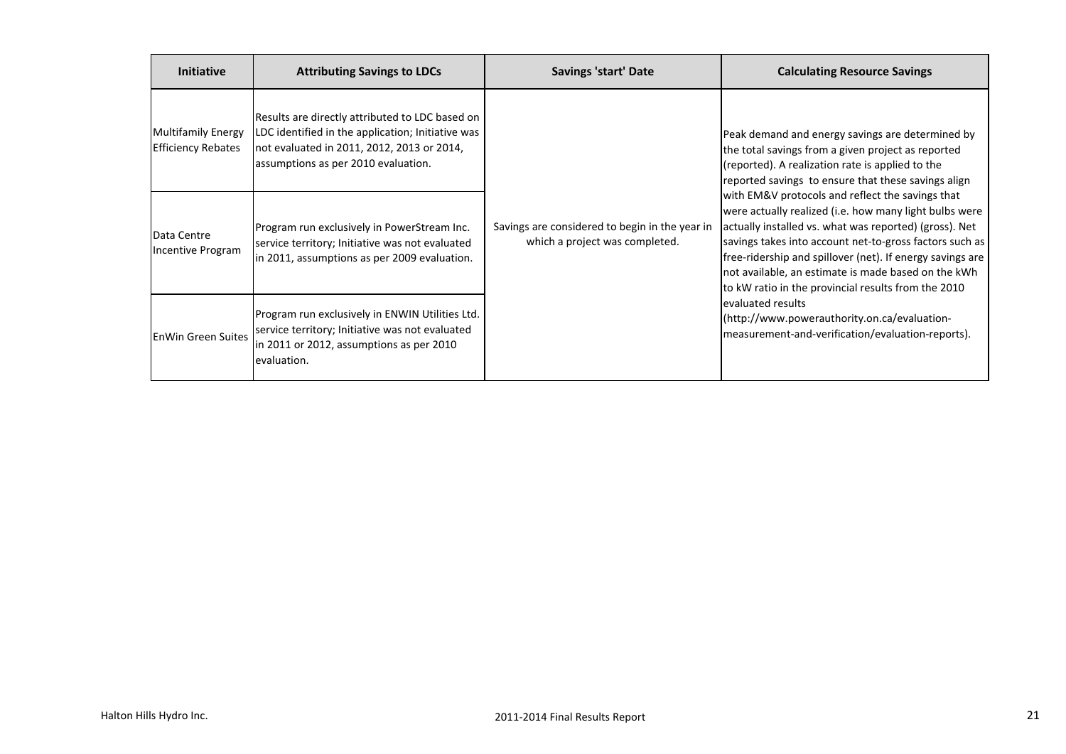| Initiative | Attributing Savings to LDCs | Savings 'start' Date | Calculating Resource Savings |
|---|---|---|---|
| Multifamily Energy Efficiency Rebates | Results are directly attributed to LDC based on LDC identified in the application; Initiative was not evaluated in 2011, 2012, 2013 or 2014, assumptions as per 2010 evaluation. | Savings are considered to begin in the year in which a project was completed. | Peak demand and energy savings are determined by the total savings from a given project as reported (reported). A realization rate is applied to the reported savings to ensure that these savings align with EM&V protocols and reflect the savings that were actually realized (i.e. how many light bulbs were actually installed vs. what was reported) (gross). Net savings takes into account net-to-gross factors such as free-ridership and spillover (net). If energy savings are not available, an estimate is made based on the kWh to kW ratio in the provincial results from the 2010 evaluated results (http://www.powerauthority.on.ca/evaluation-measurement-and-verification/evaluation-reports). |
| Data Centre Incentive Program | Program run exclusively in PowerStream Inc. service territory; Initiative was not evaluated in 2011, assumptions as per 2009 evaluation. | | |
| EnWin Green Suites | Program run exclusively in ENWIN Utilities Ltd. service territory; Initiative was not evaluated in 2011 or 2012, assumptions as per 2010 evaluation. | | |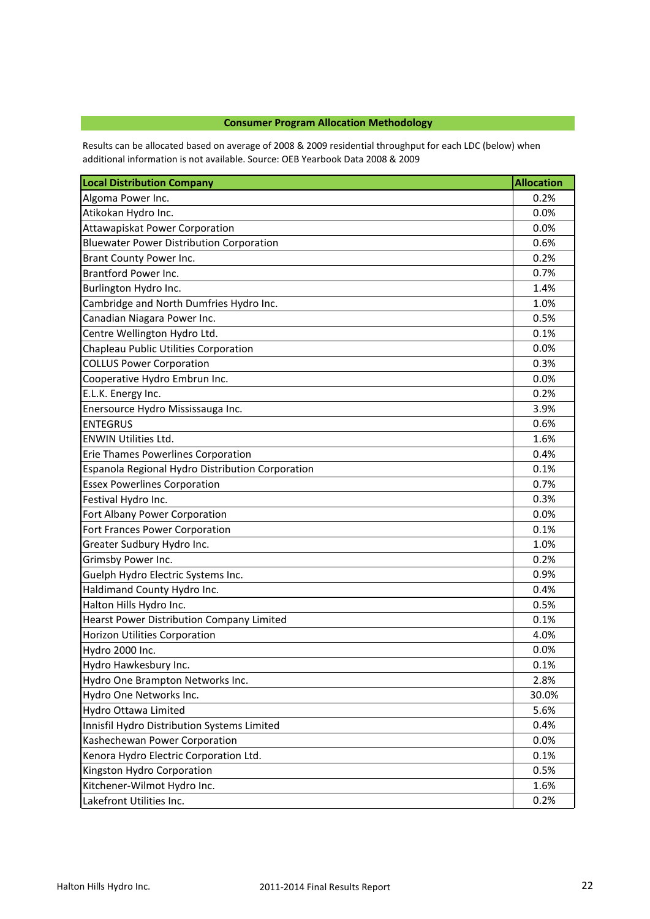## Consumer Program Allocation Methodology

Results can be allocated based on average of 2008 & 2009 residential throughput for each LDC (below) when additional information is not available. Source: OEB Yearbook Data 2008 & 2009

| Local Distribution Company | Allocation |
|---|---|
| Algoma Power Inc. | 0.2% |
| Atikokan Hydro Inc. | 0.0% |
| Attawapiskat Power Corporation | 0.0% |
| Bluewater Power Distribution Corporation | 0.6% |
| Brant County Power Inc. | 0.2% |
| Brantford Power Inc. | 0.7% |
| Burlington Hydro Inc. | 1.4% |
| Cambridge and North Dumfries Hydro Inc. | 1.0% |
| Canadian Niagara Power Inc. | 0.5% |
| Centre Wellington Hydro Ltd. | 0.1% |
| Chapleau Public Utilities Corporation | 0.0% |
| COLLUS Power Corporation | 0.3% |
| Cooperative Hydro Embrun Inc. | 0.0% |
| E.L.K. Energy Inc. | 0.2% |
| Enersource Hydro Mississauga Inc. | 3.9% |
| ENTEGRUS | 0.6% |
| ENWIN Utilities Ltd. | 1.6% |
| Erie Thames Powerlines Corporation | 0.4% |
| Espanola Regional Hydro Distribution Corporation | 0.1% |
| Essex Powerlines Corporation | 0.7% |
| Festival Hydro Inc. | 0.3% |
| Fort Albany Power Corporation | 0.0% |
| Fort Frances Power Corporation | 0.1% |
| Greater Sudbury Hydro Inc. | 1.0% |
| Grimsby Power Inc. | 0.2% |
| Guelph Hydro Electric Systems Inc. | 0.9% |
| Haldimand County Hydro Inc. | 0.4% |
| Halton Hills Hydro Inc. | 0.5% |
| Hearst Power Distribution Company Limited | 0.1% |
| Horizon Utilities Corporation | 4.0% |
| Hydro 2000 Inc. | 0.0% |
| Hydro Hawkesbury Inc. | 0.1% |
| Hydro One Brampton Networks Inc. | 2.8% |
| Hydro One Networks Inc. | 30.0% |
| Hydro Ottawa Limited | 5.6% |
| Innisfil Hydro Distribution Systems Limited | 0.4% |
| Kashechewan Power Corporation | 0.0% |
| Kenora Hydro Electric Corporation Ltd. | 0.1% |
| Kingston Hydro Corporation | 0.5% |
| Kitchener-Wilmot Hydro Inc. | 1.6% |
| Lakefront Utilities Inc. | 0.2% |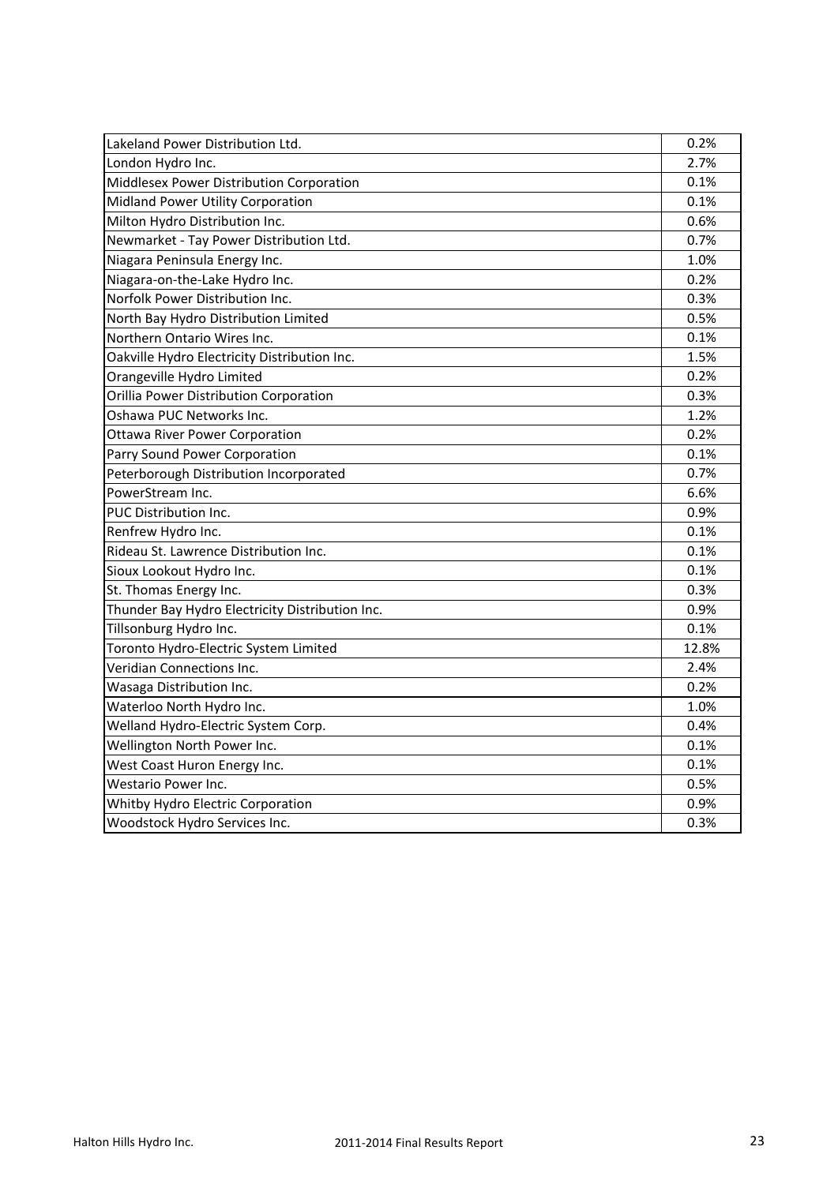| Lakeland Power Distribution Ltd. | 0.2% |
|---|---|
| London Hydro Inc. | 2.7% |
| Middlesex Power Distribution Corporation | 0.1% |
| Midland Power Utility Corporation | 0.1% |
| Milton Hydro Distribution Inc. | 0.6% |
| Newmarket - Tay Power Distribution Ltd. | 0.7% |
| Niagara Peninsula Energy Inc. | 1.0% |
| Niagara-on-the-Lake Hydro Inc. | 0.2% |
| Norfolk Power Distribution Inc. | 0.3% |
| North Bay Hydro Distribution Limited | 0.5% |
| Northern Ontario Wires Inc. | 0.1% |
| Oakville Hydro Electricity Distribution Inc. | 1.5% |
| Orangeville Hydro Limited | 0.2% |
| Orillia Power Distribution Corporation | 0.3% |
| Oshawa PUC Networks Inc. | 1.2% |
| Ottawa River Power Corporation | 0.2% |
| Parry Sound Power Corporation | 0.1% |
| Peterborough Distribution Incorporated | 0.7% |
| PowerStream Inc. | 6.6% |
| PUC Distribution Inc. | 0.9% |
| Renfrew Hydro Inc. | 0.1% |
| Rideau St. Lawrence Distribution Inc. | 0.1% |
| Sioux Lookout Hydro Inc. | 0.1% |
| St. Thomas Energy Inc. | 0.3% |
| Thunder Bay Hydro Electricity Distribution Inc. | 0.9% |
| Tillsonburg Hydro Inc. | 0.1% |
| Toronto Hydro-Electric System Limited | 12.8% |
| Veridian Connections Inc. | 2.4% |
| Wasaga Distribution Inc. | 0.2% |
| Waterloo North Hydro Inc. | 1.0% |
| Welland Hydro-Electric System Corp. | 0.4% |
| Wellington North Power Inc. | 0.1% |
| West Coast Huron Energy Inc. | 0.1% |
| Westario Power Inc. | 0.5% |
| Whitby Hydro Electric Corporation | 0.9% |
| Woodstock Hydro Services Inc. | 0.3% |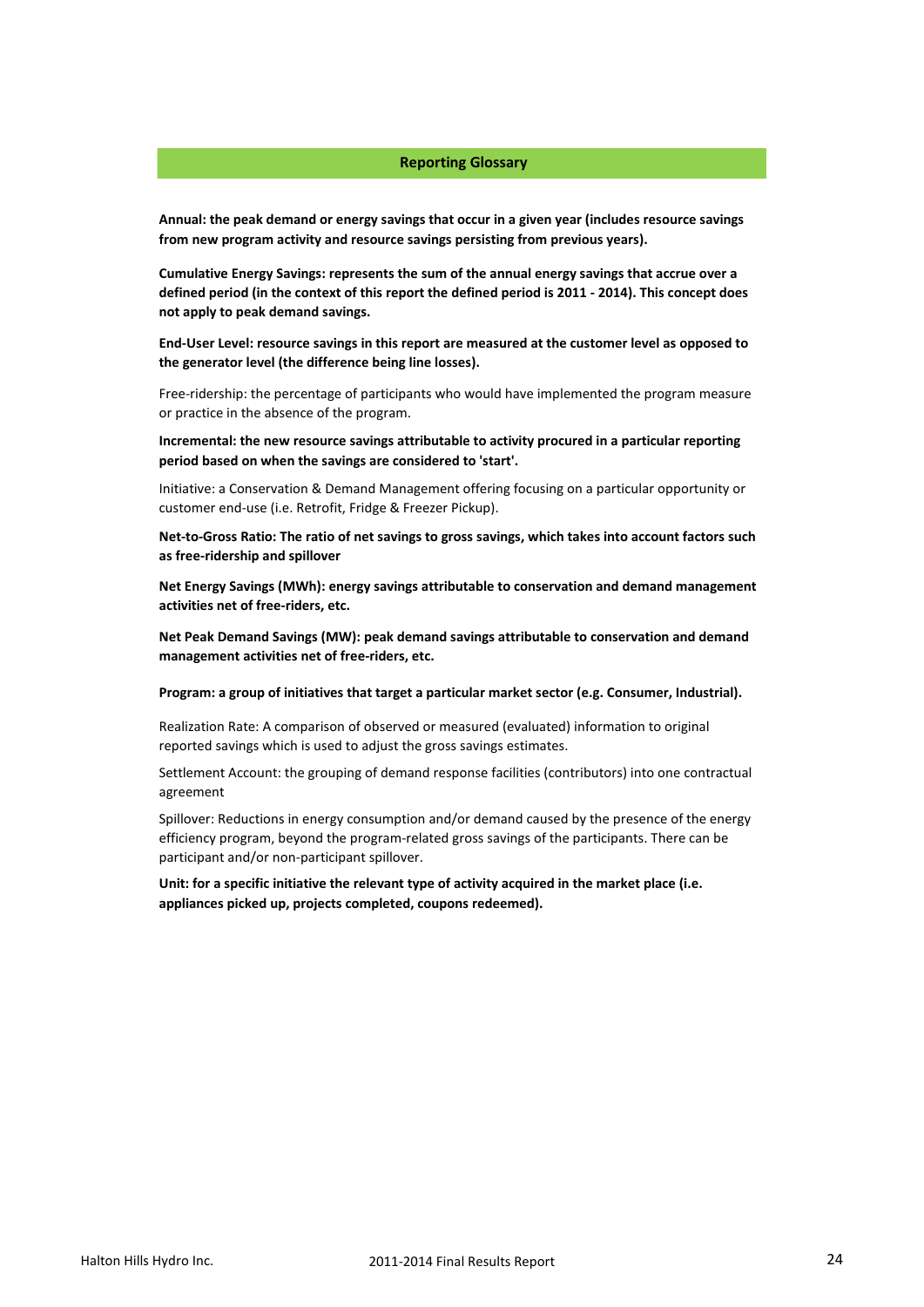## Reporting Glossary

**Annual: the peak demand or energy savings that occur in a given year (includes resource savings from new program activity and resource savings persisting from previous years).**

**Cumulative Energy Savings: represents the sum of the annual energy savings that accrue over a defined period (in the context of this report the defined period is 2011 - 2014). This concept does not apply to peak demand savings.**

**End-User Level: resource savings in this report are measured at the customer level as opposed to the generator level (the difference being line losses).**

Free-ridership: the percentage of participants who would have implemented the program measure or practice in the absence of the program.

**Incremental: the new resource savings attributable to activity procured in a particular reporting period based on when the savings are considered to 'start'.**

Initiative: a Conservation & Demand Management offering focusing on a particular opportunity or customer end-use (i.e. Retrofit, Fridge & Freezer Pickup).

**Net-to-Gross Ratio: The ratio of net savings to gross savings, which takes into account factors such as free-ridership and spillover**

**Net Energy Savings (MWh): energy savings attributable to conservation and demand management activities net of free-riders, etc.**

**Net Peak Demand Savings (MW): peak demand savings attributable to conservation and demand management activities net of free-riders, etc.**

**Program: a group of initiatives that target a particular market sector (e.g. Consumer, Industrial).**

Realization Rate: A comparison of observed or measured (evaluated) information to original reported savings which is used to adjust the gross savings estimates.

Settlement Account: the grouping of demand response facilities (contributors) into one contractual agreement

Spillover: Reductions in energy consumption and/or demand caused by the presence of the energy efficiency program, beyond the program-related gross savings of the participants. There can be participant and/or non-participant spillover.

**Unit: for a specific initiative the relevant type of activity acquired in the market place (i.e. appliances picked up, projects completed, coupons redeemed).**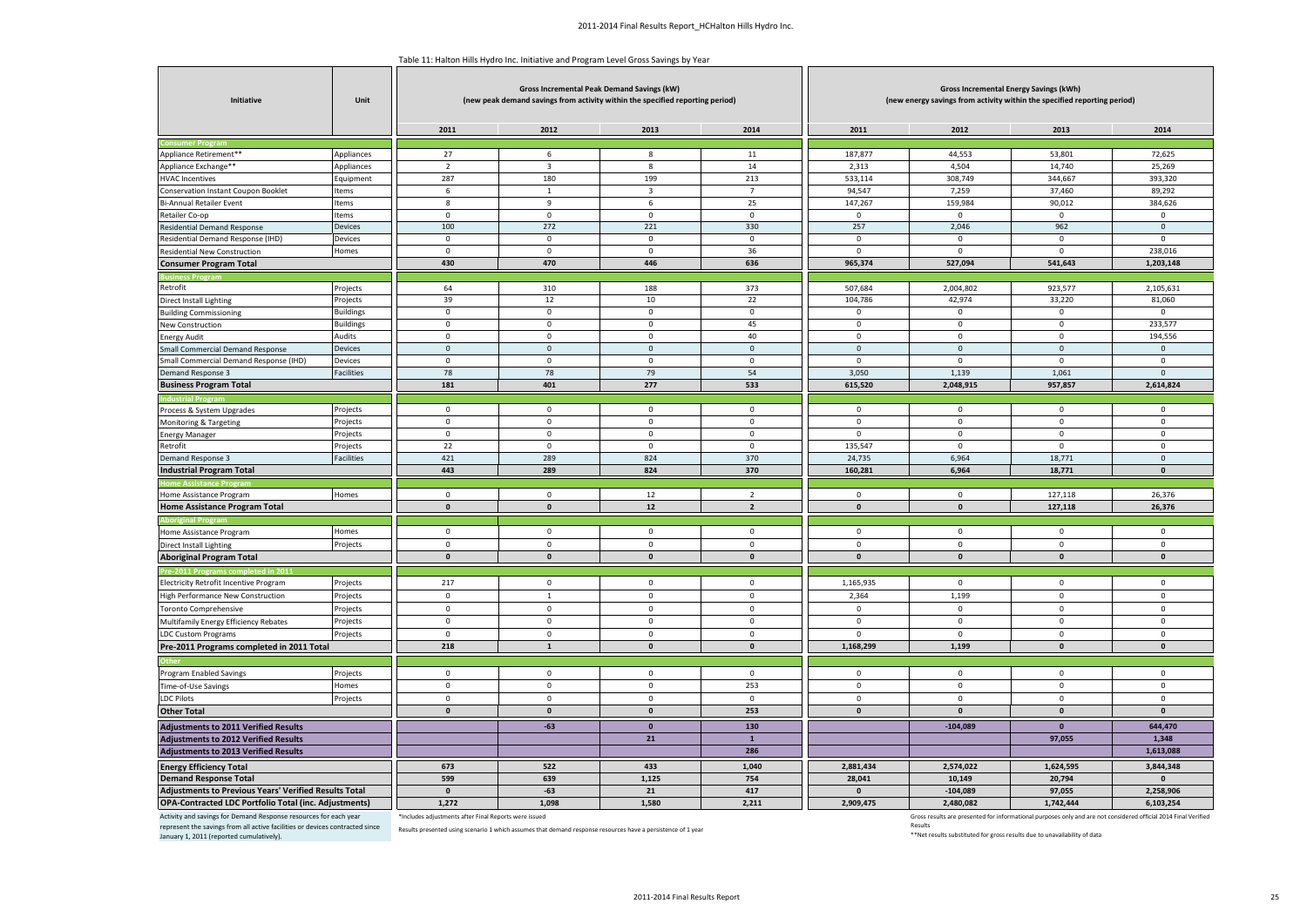Table 11: Halton Hills Hydro Inc. Initiative and Program Level Gross Savings by Year

| Initiative | Unit | Gross Incremental Peak Demand Savings (kW) (new peak demand savings from activity within the specified reporting period) | | | | Gross Incremental Energy Savings (kWh) (new energy savings from activity within the specified reporting period) | | | |
|---|---|---|---|---|---|---|---|---|---|
| | | 2011 | 2012 | 2013 | 2014 | 2011 | 2012 | 2013 | 2014 |
| **Consumer Program** | | | | | | | | | |
| Appliance Retirement** | Appliances | 27 | 6 | 8 | 11 | 187,877 | 44,553 | 53,801 | 72,625 |
| Appliance Exchange** | Appliances | 2 | 3 | 8 | 14 | 2,313 | 4,504 | 14,740 | 25,269 |
| HVAC Incentives | Equipment | 287 | 180 | 199 | 213 | 533,114 | 308,749 | 344,667 | 393,320 |
| Conservation Instant Coupon Booklet | Items | 6 | 1 | 3 | 7 | 94,547 | 7,259 | 37,460 | 89,292 |
| Bi-Annual Retailer Event | Items | 8 | 9 | 6 | 25 | 147,267 | 159,984 | 90,012 | 384,626 |
| Retailer Co-op | Items | 0 | 0 | 0 | 0 | 0 | 0 | 0 | 0 |
| Residential Demand Response | Devices | 100 | 272 | 221 | 330 | 257 | 2,046 | 962 | 0 |
| Residential Demand Response (IHD) | Devices | 0 | 0 | 0 | 0 | 0 | 0 | 0 | 0 |
| Residential New Construction | Homes | 0 | 0 | 0 | 36 | 0 | 0 | 0 | 238,016 |
| **Consumer Program Total** | | **430** | **470** | **446** | **636** | **965,374** | **527,094** | **541,643** | **1,203,148** |
| **Business Program** | | | | | | | | | |
| Retrofit | Projects | 64 | 310 | 188 | 373 | 507,684 | 2,004,802 | 923,577 | 2,105,631 |
| Direct Install Lighting | Projects | 39 | 12 | 10 | 22 | 104,786 | 42,974 | 33,220 | 81,060 |
| Building Commissioning | Buildings | 0 | 0 | 0 | 0 | 0 | 0 | 0 | 0 |
| New Construction | Buildings | 0 | 0 | 0 | 45 | 0 | 0 | 0 | 233,577 |
| Energy Audit | Audits | 0 | 0 | 0 | 40 | 0 | 0 | 0 | 194,556 |
| Small Commercial Demand Response | Devices | 0 | 0 | 0 | 0 | 0 | 0 | 0 | 0 |
| Small Commercial Demand Response (IHD) | Devices | 0 | 0 | 0 | 0 | 0 | 0 | 0 | 0 |
| Demand Response 3 | Facilities | 78 | 78 | 79 | 54 | 3,050 | 1,139 | 1,061 | 0 |
| **Business Program Total** | | **181** | **401** | **277** | **533** | **615,520** | **2,048,915** | **957,857** | **2,614,824** |
| **Industrial Program** | | | | | | | | | |
| Process & System Upgrades | Projects | 0 | 0 | 0 | 0 | 0 | 0 | 0 | 0 |
| Monitoring & Targeting | Projects | 0 | 0 | 0 | 0 | 0 | 0 | 0 | 0 |
| Energy Manager | Projects | 0 | 0 | 0 | 0 | 0 | 0 | 0 | 0 |
| Retrofit | Projects | 22 | 0 | 0 | 0 | 135,547 | 0 | 0 | 0 |
| Demand Response 3 | Facilities | 421 | 289 | 824 | 370 | 24,735 | 6,964 | 18,771 | 0 |
| **Industrial Program Total** | | **443** | **289** | **824** | **370** | **160,281** | **6,964** | **18,771** | **0** |
| **Home Assistance Program** | | | | | | | | | |
| Home Assistance Program | Homes | 0 | 0 | 12 | 2 | 0 | 0 | 127,118 | 26,376 |
| **Home Assistance Program Total** | | **0** | **0** | **12** | **2** | **0** | **0** | **127,118** | **26,376** |
| **Aboriginal Program** | | | | | | | | | |
| Home Assistance Program | Homes | 0 | 0 | 0 | 0 | 0 | 0 | 0 | 0 |
| Direct Install Lighting | Projects | 0 | 0 | 0 | 0 | 0 | 0 | 0 | 0 |
| **Aboriginal Program Total** | | **0** | **0** | **0** | **0** | **0** | **0** | **0** | **0** |
| **Pre-2011 Programs completed in 2011** | | | | | | | | | |
| Electricity Retrofit Incentive Program | Projects | 217 | 0 | 0 | 0 | 1,165,935 | 0 | 0 | 0 |
| High Performance New Construction | Projects | 0 | 1 | 0 | 0 | 2,364 | 1,199 | 0 | 0 |
| Toronto Comprehensive | Projects | 0 | 0 | 0 | 0 | 0 | 0 | 0 | 0 |
| Multifamily Energy Efficiency Rebates | Projects | 0 | 0 | 0 | 0 | 0 | 0 | 0 | 0 |
| LDC Custom Programs | Projects | 0 | 0 | 0 | 0 | 0 | 0 | 0 | 0 |
| **Pre-2011 Programs completed in 2011 Total** | | **218** | **1** | **0** | **0** | **1,168,299** | **1,199** | **0** | **0** |
| **Other** | | | | | | | | | |
| Program Enabled Savings | Projects | 0 | 0 | 0 | 0 | 0 | 0 | 0 | 0 |
| Time-of-Use Savings | Homes | 0 | 0 | 0 | 253 | 0 | 0 | 0 | 0 |
| LDC Pilots | Projects | 0 | 0 | 0 | 0 | 0 | 0 | 0 | 0 |
| **Other Total** | | **0** | **0** | **0** | **253** | **0** | **0** | **0** | **0** |
| **Adjustments to 2011 Verified Results** | | | **-63** | **0** | **130** | | **-104,089** | **0** | **644,470** |
| **Adjustments to 2012 Verified Results** | | | | **21** | **1** | | | **97,055** | **1,348** |
| **Adjustments to 2013 Verified Results** | | | | | **286** | | | | **1,613,088** |
| **Energy Efficiency Total** | | **673** | **522** | **433** | **1,040** | **2,881,434** | **2,574,022** | **1,624,595** | **3,844,348** |
| **Demand Response Total** | | **599** | **639** | **1,125** | **754** | **28,041** | **10,149** | **20,794** | **0** |
| **Adjustments to Previous Years' Verified Results Total** | | **0** | **-63** | **21** | **417** | **0** | **-104,089** | **97,055** | **2,258,906** |
| **OPA-Contracted LDC Portfolio Total (inc. Adjustments)** | | **1,272** | **1,098** | **1,580** | **2,211** | **2,909,475** | **2,480,082** | **1,742,444** | **6,103,254** |

Activity and savings for Demand Response resources for each year represent the savings from all active facilities or devices contracted since January 1, 2011 (reported cumulatively).

*Includes adjustments after Final Reports were issued

Results presented using scenario 1 which assumes that demand response resources have a persistence of 1 year

Gross results are presented for informational purposes only and are not considered official 2014 Final Verified Results

**Net results substituted for gross results due to unavailability of data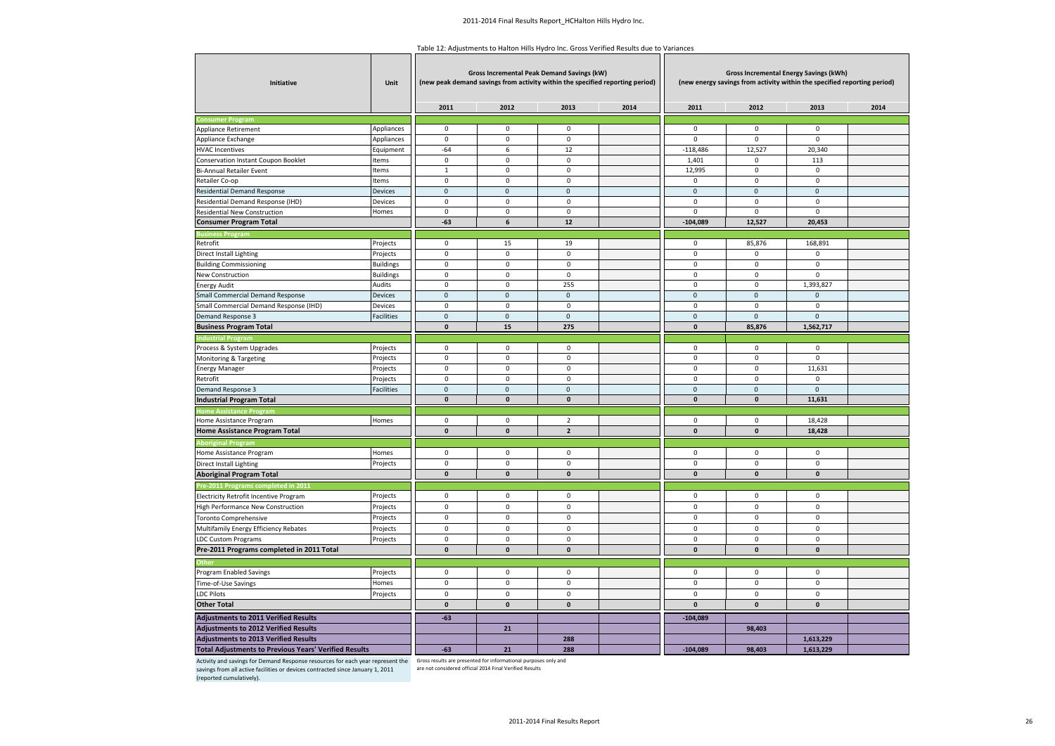Table 12: Adjustments to Halton Hills Hydro Inc. Gross Verified Results due to Variances

| Initiative | Unit | Gross Incremental Peak Demand Savings (kW) (new peak demand savings from activity within the specified reporting period) | | | | Gross Incremental Energy Savings (kWh) (new energy savings from activity within the specified reporting period) | | | |
|---|---|---|---|---|---|---|---|---|---|
| | | 2011 | 2012 | 2013 | 2014 | 2011 | 2012 | 2013 | 2014 |
| **Consumer Program** | | | | | | | | | |
| Appliance Retirement | Appliances | 0 | 0 | 0 | | 0 | 0 | 0 | |
| Appliance Exchange | Appliances | 0 | 0 | 0 | | 0 | 0 | 0 | |
| HVAC Incentives | Equipment | -64 | 6 | 12 | | -118,486 | 12,527 | 20,340 | |
| Conservation Instant Coupon Booklet | Items | 0 | 0 | 0 | | 1,401 | 0 | 113 | |
| Bi-Annual Retailer Event | Items | 1 | 0 | 0 | | 12,995 | 0 | 0 | |
| Retailer Co-op | Items | 0 | 0 | 0 | | 0 | 0 | 0 | |
| Residential Demand Response | Devices | 0 | 0 | 0 | | 0 | 0 | 0 | |
| Residential Demand Response (IHD) | Devices | 0 | 0 | 0 | | 0 | 0 | 0 | |
| Residential New Construction | Homes | 0 | 0 | 0 | | 0 | 0 | 0 | |
| **Consumer Program Total** | | **-63** | **6** | **12** | | **-104,089** | **12,527** | **20,453** | |
| **Business Program** | | | | | | | | | |
| Retrofit | Projects | 0 | 15 | 19 | | 0 | 85,876 | 168,891 | |
| Direct Install Lighting | Projects | 0 | 0 | 0 | | 0 | 0 | 0 | |
| Building Commissioning | Buildings | 0 | 0 | 0 | | 0 | 0 | 0 | |
| New Construction | Buildings | 0 | 0 | 0 | | 0 | 0 | 0 | |
| Energy Audit | Audits | 0 | 0 | 255 | | 0 | 0 | 1,393,827 | |
| Small Commercial Demand Response | Devices | 0 | 0 | 0 | | 0 | 0 | 0 | |
| Small Commercial Demand Response (IHD) | Devices | 0 | 0 | 0 | | 0 | 0 | 0 | |
| Demand Response 3 | Facilities | 0 | 0 | 0 | | 0 | 0 | 0 | |
| **Business Program Total** | | **0** | **15** | **275** | | **0** | **85,876** | **1,562,717** | |
| **Industrial Program** | | | | | | | | | |
| Process & System Upgrades | Projects | 0 | 0 | 0 | | 0 | 0 | 0 | |
| Monitoring & Targeting | Projects | 0 | 0 | 0 | | 0 | 0 | 0 | |
| Energy Manager | Projects | 0 | 0 | 0 | | 0 | 0 | 11,631 | |
| Retrofit | Projects | 0 | 0 | 0 | | 0 | 0 | 0 | |
| Demand Response 3 | Facilities | 0 | 0 | 0 | | 0 | 0 | 0 | |
| **Industrial Program Total** | | **0** | **0** | **0** | | **0** | **0** | **11,631** | |
| **Home Assistance Program** | | | | | | | | | |
| Home Assistance Program | Homes | 0 | 0 | 2 | | 0 | 0 | 18,428 | |
| **Home Assistance Program Total** | | **0** | **0** | **2** | | **0** | **0** | **18,428** | |
| **Aboriginal Program** | | | | | | | | | |
| Home Assistance Program | Homes | 0 | 0 | 0 | | 0 | 0 | 0 | |
| Direct Install Lighting | Projects | 0 | 0 | 0 | | 0 | 0 | 0 | |
| **Aboriginal Program Total** | | **0** | **0** | **0** | | **0** | **0** | **0** | |
| **Pre-2011 Programs completed in 2011** | | | | | | | | | |
| Electricity Retrofit Incentive Program | Projects | 0 | 0 | 0 | | 0 | 0 | 0 | |
| High Performance New Construction | Projects | 0 | 0 | 0 | | 0 | 0 | 0 | |
| Toronto Comprehensive | Projects | 0 | 0 | 0 | | 0 | 0 | 0 | |
| Multifamily Energy Efficiency Rebates | Projects | 0 | 0 | 0 | | 0 | 0 | 0 | |
| LDC Custom Programs | Projects | 0 | 0 | 0 | | 0 | 0 | 0 | |
| **Pre-2011 Programs completed in 2011 Total** | | **0** | **0** | **0** | | **0** | **0** | **0** | |
| **Other** | | | | | | | | | |
| Program Enabled Savings | Projects | 0 | 0 | 0 | | 0 | 0 | 0 | |
| Time-of-Use Savings | Homes | 0 | 0 | 0 | | 0 | 0 | 0 | |
| LDC Pilots | Projects | 0 | 0 | 0 | | 0 | 0 | 0 | |
| **Other Total** | | **0** | **0** | **0** | | **0** | **0** | **0** | |
| **Adjustments to 2011 Verified Results** | | **-63** | | | | **-104,089** | | | |
| **Adjustments to 2012 Verified Results** | | | **21** | | | | **98,403** | | |
| **Adjustments to 2013 Verified Results** | | | | **288** | | | | **1,613,229** | |
| **Total Adjustments to Previous Years' Verified Results** | | **-63** | **21** | **288** | | **-104,089** | **98,403** | **1,613,229** | |

Activity and savings for Demand Response resources for each year represent the savings from all active facilities or devices contracted since January 1, 2011 (reported cumulatively).

Gross results are presented for informational purposes only and are not considered official 2014 Final Verified Results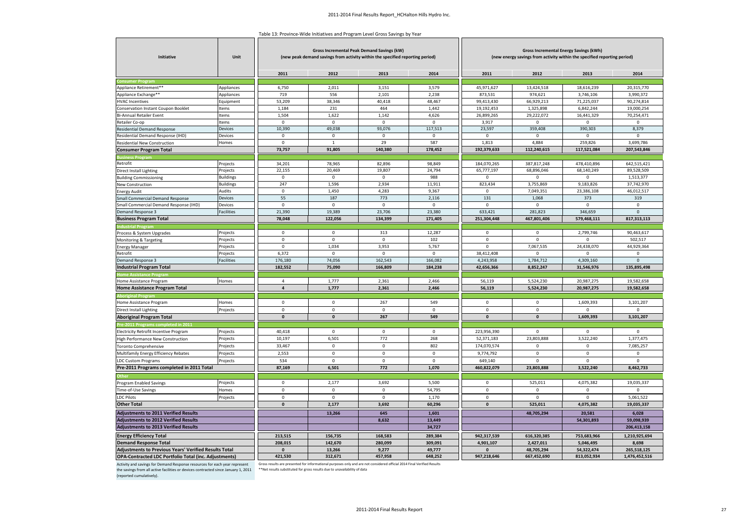Table 13: Province-Wide Initiatives and Program Level Gross Savings by Year

| Initiative | Unit | Gross Incremental Peak Demand Savings (kW) (new peak demand savings from activity within the specified reporting period) | | | | Gross Incremental Energy Savings (kWh) (new energy savings from activity within the specified reporting period) | | | |
|---|---|---|---|---|---|---|---|---|---|
| | | 2011 | 2012 | 2013 | 2014 | 2011 | 2012 | 2013 | 2014 |
| **Consumer Program** | | | | | | | | | |
| Appliance Retirement** | Appliances | 6,750 | 2,011 | 3,151 | 3,579 | 45,971,627 | 13,424,518 | 18,616,239 | 20,315,770 |
| Appliance Exchange** | Appliances | 719 | 556 | 2,101 | 2,238 | 873,531 | 974,621 | 3,746,106 | 3,990,372 |
| HVAC Incentives | Equipment | 53,209 | 38,346 | 40,418 | 48,467 | 99,413,430 | 66,929,213 | 71,225,037 | 90,274,814 |
| Conservation Instant Coupon Booklet | Items | 1,184 | 231 | 464 | 1,442 | 19,192,453 | 1,325,898 | 6,842,244 | 19,000,254 |
| Bi-Annual Retailer Event | Items | 1,504 | 1,622 | 1,142 | 4,626 | 26,899,265 | 29,222,072 | 16,441,329 | 70,254,471 |
| Retailer Co-op | Items | 0 | 0 | 0 | 0 | 3,917 | 0 | 0 | 0 |
| Residential Demand Response | Devices | 10,390 | 49,038 | 93,076 | 117,513 | 23,597 | 359,408 | 390,303 | 8,379 |
| Residential Demand Response (IHD) | Devices | 0 | 0 | 0 | 0 | 0 | 0 | 0 | 0 |
| Residential New Construction | Homes | 0 | 1 | 29 | 587 | 1,813 | 4,884 | 259,826 | 3,699,786 |
| **Consumer Program Total** | | **73,757** | **91,805** | **140,380** | **178,452** | **192,379,633** | **112,240,615** | **117,521,084** | **207,543,846** |
| **Business Program** | | | | | | | | | |
| Retrofit | Projects | 34,201 | 78,965 | 82,896 | 98,849 | 184,070,265 | 387,817,248 | 478,410,896 | 642,515,421 |
| Direct Install Lighting | Projects | 22,155 | 20,469 | 19,807 | 24,794 | 65,777,197 | 68,896,046 | 68,140,249 | 89,528,509 |
| Building Commissioning | Buildings | 0 | 0 | 0 | 988 | 0 | 0 | 0 | 1,513,377 |
| New Construction | Buildings | 247 | 1,596 | 2,934 | 11,911 | 823,434 | 3,755,869 | 9,183,826 | 37,742,970 |
| Energy Audit | Audits | 0 | 1,450 | 4,283 | 9,367 | 0 | 7,049,351 | 23,386,108 | 46,012,517 |
| Small Commercial Demand Response | Devices | 55 | 187 | 773 | 2,116 | 131 | 1,068 | 373 | 319 |
| Small Commercial Demand Response (IHD) | Devices | 0 | 0 | 0 | 0 | 0 | 0 | 0 | 0 |
| Demand Response 3 | Facilities | 21,390 | 19,389 | 23,706 | 23,380 | 633,421 | 281,823 | 346,659 | 0 |
| **Business Program Total** | | **78,048** | **122,056** | **134,399** | **171,405** | **251,304,448** | **467,801,406** | **579,468,111** | **817,313,113** |
| **Industrial Program** | | | | | | | | | |
| Process & System Upgrades | Projects | 0 | 0 | 313 | 12,287 | 0 | 0 | 2,799,746 | 90,463,617 |
| Monitoring & Targeting | Projects | 0 | 0 | 0 | 102 | 0 | 0 | 0 | 502,517 |
| Energy Manager | Projects | 0 | 1,034 | 3,953 | 5,767 | 0 | 7,067,535 | 24,438,070 | 44,929,364 |
| Retrofit | Projects | 6,372 | 0 | 0 | 0 | 38,412,408 | 0 | 0 | 0 |
| Demand Response 3 | Facilities | 176,180 | 74,056 | 162,543 | 166,082 | 4,243,958 | 1,784,712 | 4,309,160 | 0 |
| **Industrial Program Total** | | **182,552** | **75,090** | **166,809** | **184,238** | **42,656,366** | **8,852,247** | **31,546,976** | **135,895,498** |
| **Home Assistance Program** | | | | | | | | | |
| Home Assistance Program | Homes | 4 | 1,777 | 2,361 | 2,466 | 56,119 | 5,524,230 | 20,987,275 | 19,582,658 |
| **Home Assistance Program Total** | | **4** | **1,777** | **2,361** | **2,466** | **56,119** | **5,524,230** | **20,987,275** | **19,582,658** |
| **Aboriginal Program** | | | | | | | | | |
| Home Assistance Program | Homes | 0 | 0 | 267 | 549 | 0 | 0 | 1,609,393 | 3,101,207 |
| Direct Install Lighting | Projects | 0 | 0 | 0 | 0 | 0 | 0 | 0 | 0 |
| **Aboriginal Program Total** | | **0** | **0** | **267** | **549** | **0** | **0** | **1,609,393** | **3,101,207** |
| **Pre-2011 Programs completed in 2011** | | | | | | | | | |
| Electricity Retrofit Incentive Program | Projects | 40,418 | 0 | 0 | 0 | 223,956,390 | 0 | 0 | 0 |
| High Performance New Construction | Projects | 10,197 | 6,501 | 772 | 268 | 52,371,183 | 23,803,888 | 3,522,240 | 1,377,475 |
| Toronto Comprehensive | Projects | 33,467 | 0 | 0 | 802 | 174,070,574 | 0 | 0 | 7,085,257 |
| Multifamily Energy Efficiency Rebates | Projects | 2,553 | 0 | 0 | 0 | 9,774,792 | 0 | 0 | 0 |
| LDC Custom Programs | Projects | 534 | 0 | 0 | 0 | 649,140 | 0 | 0 | 0 |
| **Pre-2011 Programs completed in 2011 Total** | | **87,169** | **6,501** | **772** | **1,070** | **460,822,079** | **23,803,888** | **3,522,240** | **8,462,733** |
| **Other** | | | | | | | | | |
| Program Enabled Savings | Projects | 0 | 2,177 | 3,692 | 5,500 | 0 | 525,011 | 4,075,382 | 19,035,337 |
| Time-of-Use Savings | Homes | 0 | 0 | 0 | 54,795 | 0 | 0 | 0 | 0 |
| LDC Pilots | Projects | 0 | 0 | 0 | 1,170 | 0 | 0 | 0 | 5,061,522 |
| **Other Total** | | **0** | **2,177** | **3,692** | **60,296** | **0** | **525,011** | **4,075,382** | **19,035,337** |
| **Adjustments to 2011 Verified Results** | | | **13,266** | **645** | **1,601** | | **48,705,294** | **20,581** | **6,028** |
| **Adjustments to 2012 Verified Results** | | | | **8,632** | **13,449** | | | **54,301,893** | **59,098,939** |
| **Adjustments to 2013 Verified Results** | | | | | **34,727** | | | | **206,413,158** |
| **Energy Efficiency Total** | | **213,515** | **156,735** | **168,583** | **289,384** | **942,317,539** | **616,320,385** | **753,683,966** | **1,210,925,694** |
| **Demand Response Total** | | **208,015** | **142,670** | **280,099** | **309,091** | **4,901,107** | **2,427,011** | **5,046,495** | **8,698** |
| **Adjustments to Previous Years' Verified Results Total** | | **0** | **13,266** | **9,277** | **49,777** | **0** | **48,705,294** | **54,322,474** | **265,518,125** |
| **OPA-Contracted LDC Portfolio Total (inc. Adjustments)** | | **421,530** | **312,671** | **457,958** | **648,252** | **947,218,646** | **667,452,690** | **813,052,934** | **1,476,452,516** |

Activity and savings for Demand Response resources for each year represent the savings from all active facilities or devices contracted since January 1, 2011 (reported cumulatively).

Gross results are presented for informational purposes only and are not considered official 2014 Final Verified Results

**Net results substituted for gross results due to unavailability of data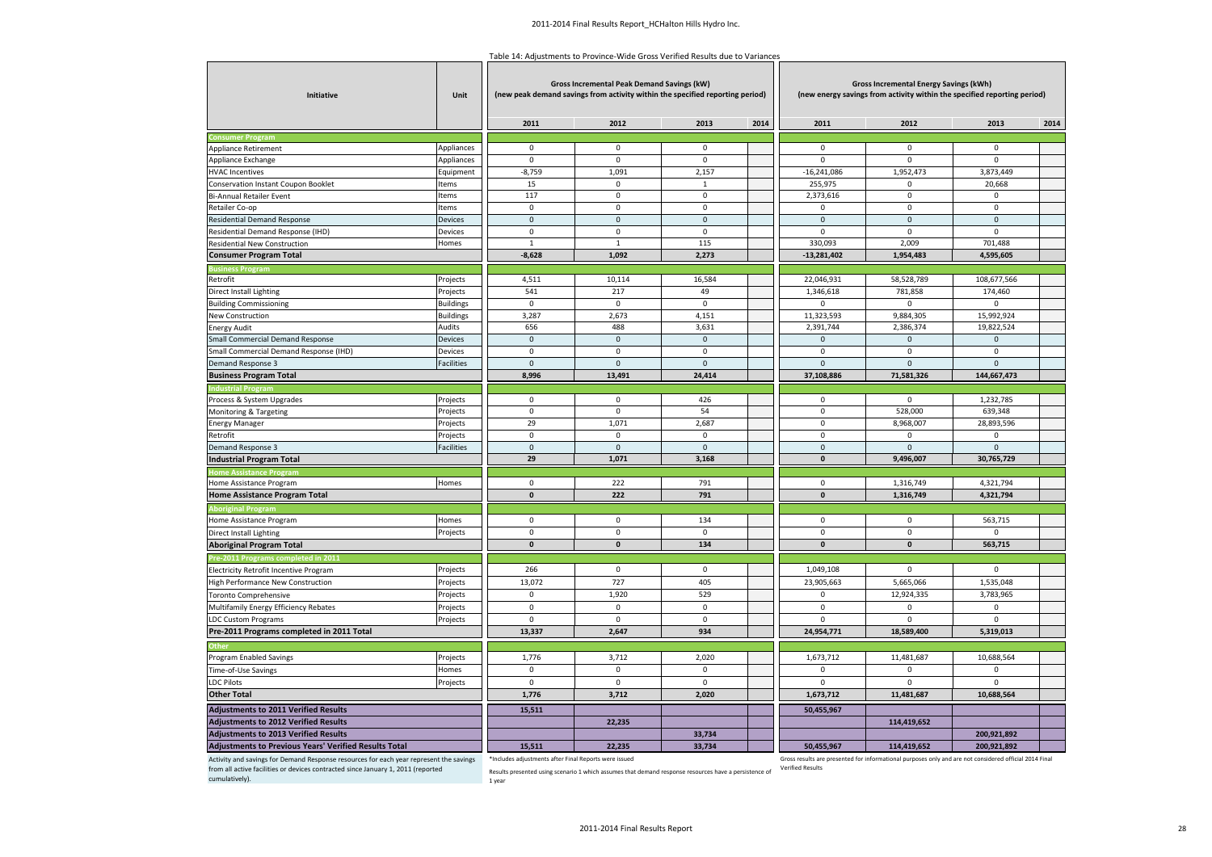Table 14: Adjustments to Province-Wide Gross Verified Results due to Variances

| Initiative | Unit | Gross Incremental Peak Demand Savings (kW) (new peak demand savings from activity within the specified reporting period) | | | | Gross Incremental Energy Savings (kWh) (new energy savings from activity within the specified reporting period) | | | |
|---|---|---|---|---|---|---|---|---|---|
| | | 2011 | 2012 | 2013 | 2014 | 2011 | 2012 | 2013 | 2014 |
| **Consumer Program** | | | | | | | | | |
| Appliance Retirement | Appliances | 0 | 0 | 0 | | 0 | 0 | 0 | |
| Appliance Exchange | Appliances | 0 | 0 | 0 | | 0 | 0 | 0 | |
| HVAC Incentives | Equipment | -8,759 | 1,091 | 2,157 | | -16,241,086 | 1,952,473 | 3,873,449 | |
| Conservation Instant Coupon Booklet | Items | 15 | 0 | 1 | | 255,975 | 0 | 20,668 | |
| Bi-Annual Retailer Event | Items | 117 | 0 | 0 | | 2,373,616 | 0 | 0 | |
| Retailer Co-op | Items | 0 | 0 | 0 | | 0 | 0 | 0 | |
| Residential Demand Response | Devices | 0 | 0 | 0 | | 0 | 0 | 0 | |
| Residential Demand Response (IHD) | Devices | 0 | 0 | 0 | | 0 | 0 | 0 | |
| Residential New Construction | Homes | 1 | 1 | 115 | | 330,093 | 2,009 | 701,488 | |
| **Consumer Program Total** | | **-8,628** | **1,092** | **2,273** | | **-13,281,402** | **1,954,483** | **4,595,605** | |
| **Business Program** | | | | | | | | | |
| Retrofit | Projects | 4,511 | 10,114 | 16,584 | | 22,046,931 | 58,528,789 | 108,677,566 | |
| Direct Install Lighting | Projects | 541 | 217 | 49 | | 1,346,618 | 781,858 | 174,460 | |
| Building Commissioning | Buildings | 0 | 0 | 0 | | 0 | 0 | 0 | |
| New Construction | Buildings | 3,287 | 2,673 | 4,151 | | 11,323,593 | 9,884,305 | 15,992,924 | |
| Energy Audit | Audits | 656 | 488 | 3,631 | | 2,391,744 | 2,386,374 | 19,822,524 | |
| Small Commercial Demand Response | Devices | 0 | 0 | 0 | | 0 | 0 | 0 | |
| Small Commercial Demand Response (IHD) | Devices | 0 | 0 | 0 | | 0 | 0 | 0 | |
| Demand Response 3 | Facilities | 0 | 0 | 0 | | 0 | 0 | 0 | |
| **Business Program Total** | | **8,996** | **13,491** | **24,414** | | **37,108,886** | **71,581,326** | **144,667,473** | |
| **Industrial Program** | | | | | | | | | |
| Process & System Upgrades | Projects | 0 | 0 | 426 | | 0 | 0 | 1,232,785 | |
| Monitoring & Targeting | Projects | 0 | 0 | 54 | | 0 | 528,000 | 639,348 | |
| Energy Manager | Projects | 29 | 1,071 | 2,687 | | 0 | 8,968,007 | 28,893,596 | |
| Retrofit | Projects | 0 | 0 | 0 | | 0 | 0 | 0 | |
| Demand Response 3 | Facilities | 0 | 0 | 0 | | 0 | 0 | 0 | |
| **Industrial Program Total** | | **29** | **1,071** | **3,168** | | **0** | **9,496,007** | **30,765,729** | |
| **Home Assistance Program** | | | | | | | | | |
| Home Assistance Program | Homes | 0 | 222 | 791 | | 0 | 1,316,749 | 4,321,794 | |
| **Home Assistance Program Total** | | **0** | **222** | **791** | | **0** | **1,316,749** | **4,321,794** | |
| **Aboriginal Program** | | | | | | | | | |
| Home Assistance Program | Homes | 0 | 0 | 134 | | 0 | 0 | 563,715 | |
| Direct Install Lighting | Projects | 0 | 0 | 0 | | 0 | 0 | 0 | |
| **Aboriginal Program Total** | | **0** | **0** | **134** | | **0** | **0** | **563,715** | |
| **Pre-2011 Programs completed in 2011** | | | | | | | | | |
| Electricity Retrofit Incentive Program | Projects | 266 | 0 | 0 | | 1,049,108 | 0 | 0 | |
| High Performance New Construction | Projects | 13,072 | 727 | 405 | | 23,905,663 | 5,665,066 | 1,535,048 | |
| Toronto Comprehensive | Projects | 0 | 1,920 | 529 | | 0 | 12,924,335 | 3,783,965 | |
| Multifamily Energy Efficiency Rebates | Projects | 0 | 0 | 0 | | 0 | 0 | 0 | |
| LDC Custom Programs | Projects | 0 | 0 | 0 | | 0 | 0 | 0 | |
| **Pre-2011 Programs completed in 2011 Total** | | **13,337** | **2,647** | **934** | | **24,954,771** | **18,589,400** | **5,319,013** | |
| **Other** | | | | | | | | | |
| Program Enabled Savings | Projects | 1,776 | 3,712 | 2,020 | | 1,673,712 | 11,481,687 | 10,688,564 | |
| Time-of-Use Savings | Homes | 0 | 0 | 0 | | 0 | 0 | 0 | |
| LDC Pilots | Projects | 0 | 0 | 0 | | 0 | 0 | 0 | |
| **Other Total** | | **1,776** | **3,712** | **2,020** | | **1,673,712** | **11,481,687** | **10,688,564** | |
| **Adjustments to 2011 Verified Results** | | **15,511** | | | | **50,455,967** | | | |
| **Adjustments to 2012 Verified Results** | | | **22,235** | | | | **114,419,652** | | |
| **Adjustments to 2013 Verified Results** | | | | **33,734** | | | | **200,921,892** | |
| **Adjustments to Previous Years' Verified Results Total** | | **15,511** | **22,235** | **33,734** | | **50,455,967** | **114,419,652** | **200,921,892** | |

Activity and savings for Demand Response resources for each year represent the savings from all active facilities or devices contracted since January 1, 2011 (reported cumulatively).

*Includes adjustments after Final Reports were issued

Results presented using scenario 1 which assumes that demand response resources have a persistence of 1 year

Gross results are presented for informational purposes only and are not considered official 2014 Final Verified Results